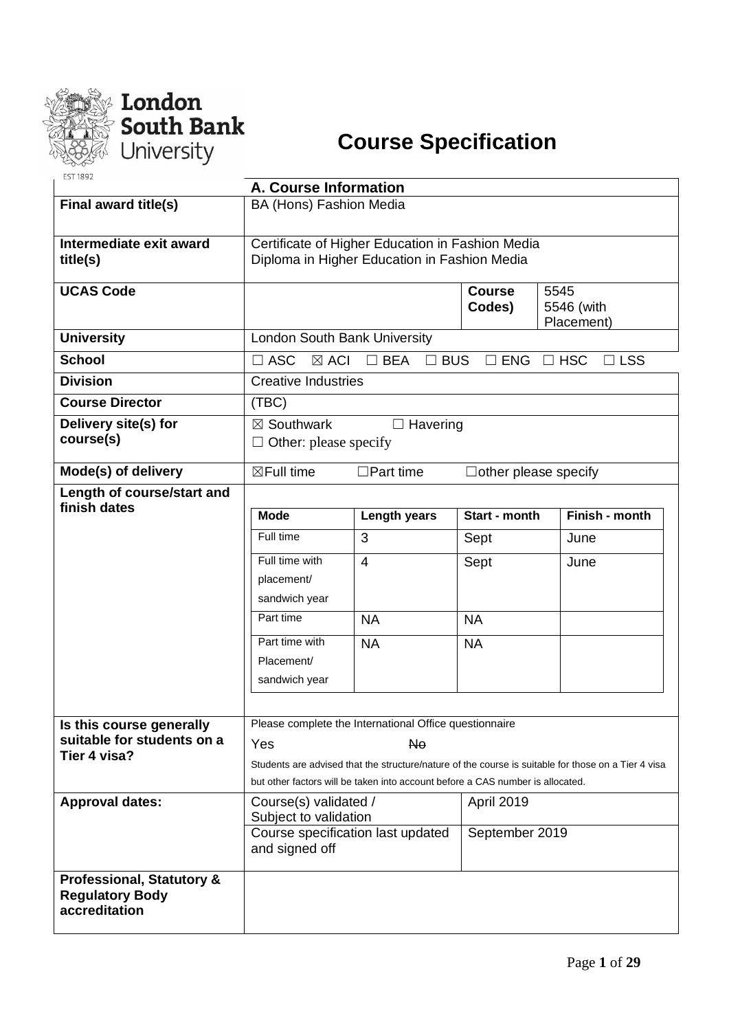London South Bank University

# Course Specification

| A. Course Information | |
|---|---|
| **Final award title(s)** | BA (Hons) Fashion Media |
| **Intermediate exit award title(s)** | Certificate of Higher Education in Fashion Media<br>Diploma in Higher Education in Fashion Media |
| **UCAS Code** | **Course Codes)** 5545<br>5546 (with Placement) |
| **University** | London South Bank University |
| **School** | ☐ ASC ☒ ACI ☐ BEA ☐ BUS ☐ ENG ☐ HSC ☐ LSS |
| **Division** | Creative Industries |
| **Course Director** | (TBC) |
| **Delivery site(s) for course(s)** | ☒ Southwark ☐ Havering<br>☐ Other: please specify |
| **Mode(s) of delivery** | ☒Full time ☐Part time ☐other please specify |
| **Length of course/start and finish dates** | (see table below) |
| **Is this course generally suitable for students on a Tier 4 visa?** | Please complete the International Office questionnaire<br>Yes ~~No~~<br>Students are advised that the structure/nature of the course is suitable for those on a Tier 4 visa but other factors will be taken into account before a CAS number is allocated. |
| **Approval dates:** | Course(s) validated / Subject to validation: April 2019<br>Course specification last updated and signed off: September 2019 |
| **Professional, Statutory & Regulatory Body accreditation** | |

| Mode | Length years | Start - month | Finish - month |
|---|---|---|---|
| Full time | 3 | Sept | June |
| Full time with placement/ sandwich year | 4 | Sept | June |
| Part time | NA | NA | |
| Part time with Placement/ sandwich year | NA | NA | |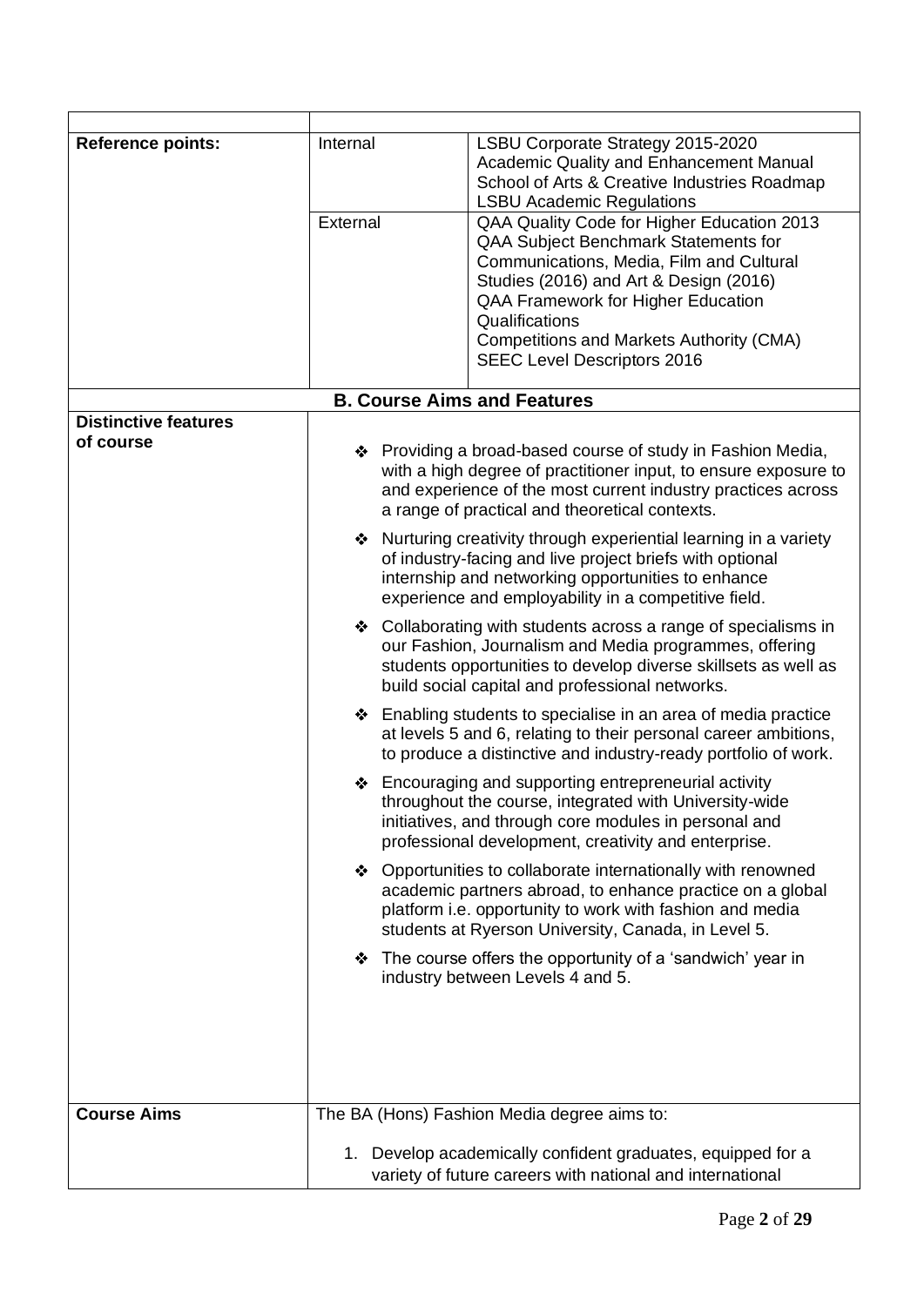| | | |
|---|---|---|
| **Reference points:** | Internal | LSBU Corporate Strategy 2015-2020<br>Academic Quality and Enhancement Manual<br>School of Arts & Creative Industries Roadmap<br>LSBU Academic Regulations |
| | External | QAA Quality Code for Higher Education 2013<br>QAA Subject Benchmark Statements for Communications, Media, Film and Cultural Studies (2016) and Art & Design (2016)<br>QAA Framework for Higher Education Qualifications<br>Competitions and Markets Authority (CMA)<br>SEEC Level Descriptors 2016 |

**B. Course Aims and Features**

| | |
|---|---|
| **Distinctive features of course** | ❖ Providing a broad-based course of study in Fashion Media, with a high degree of practitioner input, to ensure exposure to and experience of the most current industry practices across a range of practical and theoretical contexts.<br>❖ Nurturing creativity through experiential learning in a variety of industry-facing and live project briefs with optional internship and networking opportunities to enhance experience and employability in a competitive field.<br>❖ Collaborating with students across a range of specialisms in our Fashion, Journalism and Media programmes, offering students opportunities to develop diverse skillsets as well as build social capital and professional networks.<br>❖ Enabling students to specialise in an area of media practice at levels 5 and 6, relating to their personal career ambitions, to produce a distinctive and industry-ready portfolio of work.<br>❖ Encouraging and supporting entrepreneurial activity throughout the course, integrated with University-wide initiatives, and through core modules in personal and professional development, creativity and enterprise.<br>❖ Opportunities to collaborate internationally with renowned academic partners abroad, to enhance practice on a global platform i.e. opportunity to work with fashion and media students at Ryerson University, Canada, in Level 5.<br>❖ The course offers the opportunity of a 'sandwich' year in industry between Levels 4 and 5. |
| **Course Aims** | The BA (Hons) Fashion Media degree aims to:<br>1. Develop academically confident graduates, equipped for a variety of future careers with national and international |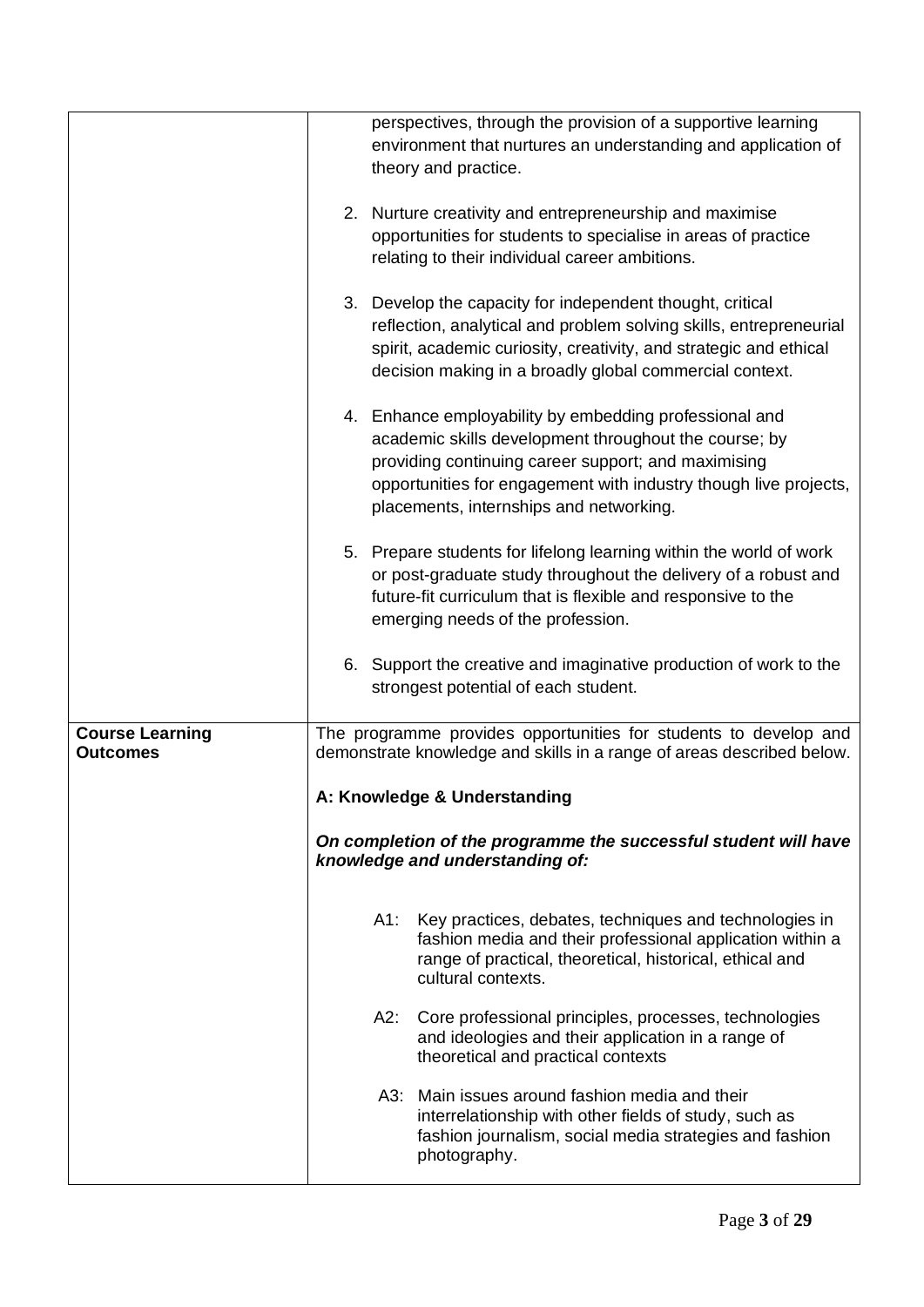| | |
|---|---|
| | perspectives, through the provision of a supportive learning environment that nurtures an understanding and application of theory and practice.<br><br>2. Nurture creativity and entrepreneurship and maximise opportunities for students to specialise in areas of practice relating to their individual career ambitions.<br><br>3. Develop the capacity for independent thought, critical reflection, analytical and problem solving skills, entrepreneurial spirit, academic curiosity, creativity, and strategic and ethical decision making in a broadly global commercial context.<br><br>4. Enhance employability by embedding professional and academic skills development throughout the course; by providing continuing career support; and maximising opportunities for engagement with industry though live projects, placements, internships and networking.<br><br>5. Prepare students for lifelong learning within the world of work or post-graduate study throughout the delivery of a robust and future-fit curriculum that is flexible and responsive to the emerging needs of the profession.<br><br>6. Support the creative and imaginative production of work to the strongest potential of each student. |
| **Course Learning Outcomes** | The programme provides opportunities for students to develop and demonstrate knowledge and skills in a range of areas described below.<br><br>**A: Knowledge & Understanding**<br><br>***On completion of the programme the successful student will have knowledge and understanding of:***<br><br>A1: Key practices, debates, techniques and technologies in fashion media and their professional application within a range of practical, theoretical, historical, ethical and cultural contexts.<br><br>A2: Core professional principles, processes, technologies and ideologies and their application in a range of theoretical and practical contexts<br><br>A3: Main issues around fashion media and their interrelationship with other fields of study, such as fashion journalism, social media strategies and fashion photography. |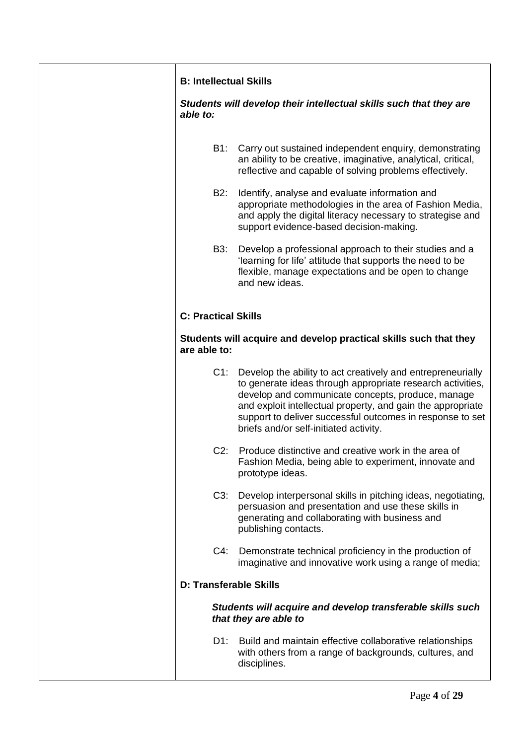**B: Intellectual Skills**

***Students will develop their intellectual skills such that they are able to:***

- B1: Carry out sustained independent enquiry, demonstrating an ability to be creative, imaginative, analytical, critical, reflective and capable of solving problems effectively.
- B2: Identify, analyse and evaluate information and appropriate methodologies in the area of Fashion Media, and apply the digital literacy necessary to strategise and support evidence-based decision-making.
- B3: Develop a professional approach to their studies and a 'learning for life' attitude that supports the need to be flexible, manage expectations and be open to change and new ideas.

**C: Practical Skills**

**Students will acquire and develop practical skills such that they are able to:**

- C1: Develop the ability to act creatively and entrepreneurially to generate ideas through appropriate research activities, develop and communicate concepts, produce, manage and exploit intellectual property, and gain the appropriate support to deliver successful outcomes in response to set briefs and/or self-initiated activity.
- C2: Produce distinctive and creative work in the area of Fashion Media, being able to experiment, innovate and prototype ideas.
- C3: Develop interpersonal skills in pitching ideas, negotiating, persuasion and presentation and use these skills in generating and collaborating with business and publishing contacts.
- C4: Demonstrate technical proficiency in the production of imaginative and innovative work using a range of media;

**D: Transferable Skills**

***Students will acquire and develop transferable skills such that they are able to***

- D1: Build and maintain effective collaborative relationships with others from a range of backgrounds, cultures, and disciplines.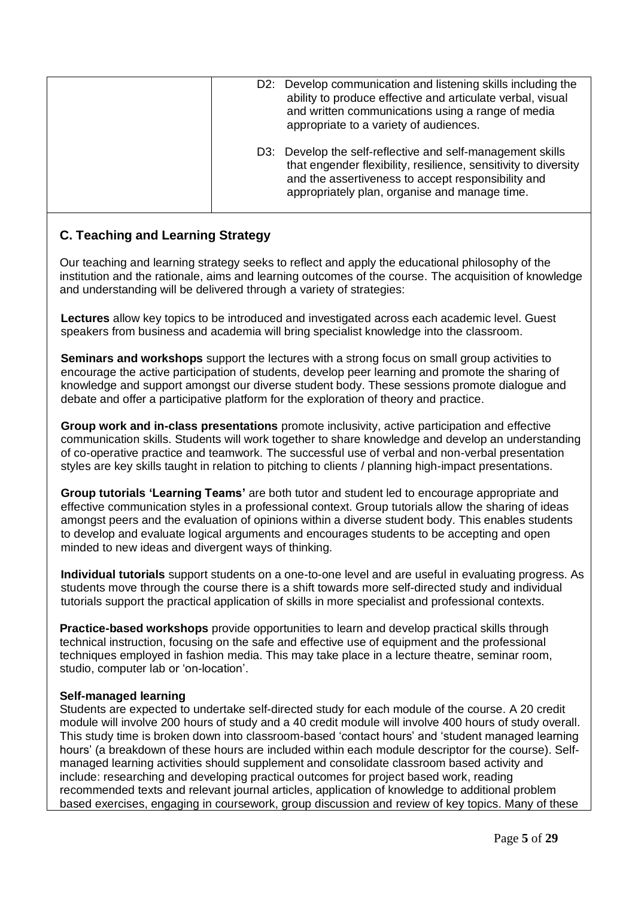| | D2: Develop communication and listening skills including the ability to produce effective and articulate verbal, visual and written communications using a range of media appropriate to a variety of audiences.<br><br>D3: Develop the self-reflective and self-management skills that engender flexibility, resilience, sensitivity to diversity and the assertiveness to accept responsibility and appropriately plan, organise and manage time. |
|---|---|

## C. Teaching and Learning Strategy

Our teaching and learning strategy seeks to reflect and apply the educational philosophy of the institution and the rationale, aims and learning outcomes of the course. The acquisition of knowledge and understanding will be delivered through a variety of strategies:

**Lectures** allow key topics to be introduced and investigated across each academic level. Guest speakers from business and academia will bring specialist knowledge into the classroom.

**Seminars and workshops** support the lectures with a strong focus on small group activities to encourage the active participation of students, develop peer learning and promote the sharing of knowledge and support amongst our diverse student body. These sessions promote dialogue and debate and offer a participative platform for the exploration of theory and practice.

**Group work and in-class presentations** promote inclusivity, active participation and effective communication skills. Students will work together to share knowledge and develop an understanding of co-operative practice and teamwork. The successful use of verbal and non-verbal presentation styles are key skills taught in relation to pitching to clients / planning high-impact presentations.

**Group tutorials 'Learning Teams'** are both tutor and student led to encourage appropriate and effective communication styles in a professional context. Group tutorials allow the sharing of ideas amongst peers and the evaluation of opinions within a diverse student body. This enables students to develop and evaluate logical arguments and encourages students to be accepting and open minded to new ideas and divergent ways of thinking.

**Individual tutorials** support students on a one-to-one level and are useful in evaluating progress. As students move through the course there is a shift towards more self-directed study and individual tutorials support the practical application of skills in more specialist and professional contexts.

**Practice-based workshops** provide opportunities to learn and develop practical skills through technical instruction, focusing on the safe and effective use of equipment and the professional techniques employed in fashion media. This may take place in a lecture theatre, seminar room, studio, computer lab or 'on-location'.

**Self-managed learning**

Students are expected to undertake self-directed study for each module of the course. A 20 credit module will involve 200 hours of study and a 40 credit module will involve 400 hours of study overall. This study time is broken down into classroom-based 'contact hours' and 'student managed learning hours' (a breakdown of these hours are included within each module descriptor for the course). Self-managed learning activities should supplement and consolidate classroom based activity and include: researching and developing practical outcomes for project based work, reading recommended texts and relevant journal articles, application of knowledge to additional problem based exercises, engaging in coursework, group discussion and review of key topics. Many of these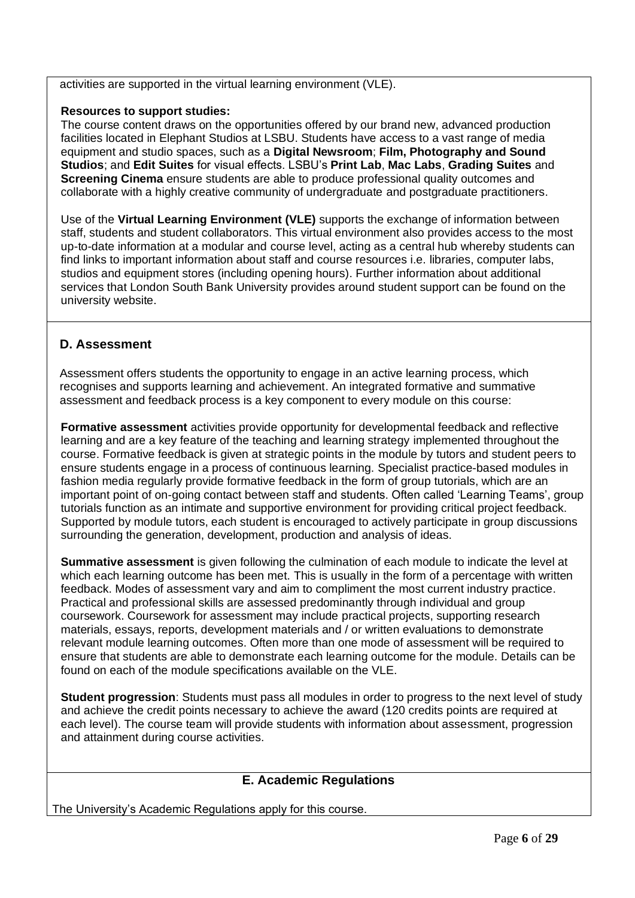activities are supported in the virtual learning environment (VLE).

**Resources to support studies:**
The course content draws on the opportunities offered by our brand new, advanced production facilities located in Elephant Studios at LSBU. Students have access to a vast range of media equipment and studio spaces, such as a **Digital Newsroom**; **Film, Photography and Sound Studios**; and **Edit Suites** for visual effects. LSBU's **Print Lab**, **Mac Labs**, **Grading Suites** and **Screening Cinema** ensure students are able to produce professional quality outcomes and collaborate with a highly creative community of undergraduate and postgraduate practitioners.

Use of the **Virtual Learning Environment (VLE)** supports the exchange of information between staff, students and student collaborators. This virtual environment also provides access to the most up-to-date information at a modular and course level, acting as a central hub whereby students can find links to important information about staff and course resources i.e. libraries, computer labs, studios and equipment stores (including opening hours). Further information about additional services that London South Bank University provides around student support can be found on the university website.

## D. Assessment

Assessment offers students the opportunity to engage in an active learning process, which recognises and supports learning and achievement. An integrated formative and summative assessment and feedback process is a key component to every module on this course:

**Formative assessment** activities provide opportunity for developmental feedback and reflective learning and are a key feature of the teaching and learning strategy implemented throughout the course. Formative feedback is given at strategic points in the module by tutors and student peers to ensure students engage in a process of continuous learning. Specialist practice-based modules in fashion media regularly provide formative feedback in the form of group tutorials, which are an important point of on-going contact between staff and students. Often called 'Learning Teams', group tutorials function as an intimate and supportive environment for providing critical project feedback. Supported by module tutors, each student is encouraged to actively participate in group discussions surrounding the generation, development, production and analysis of ideas.

**Summative assessment** is given following the culmination of each module to indicate the level at which each learning outcome has been met. This is usually in the form of a percentage with written feedback. Modes of assessment vary and aim to compliment the most current industry practice. Practical and professional skills are assessed predominantly through individual and group coursework. Coursework for assessment may include practical projects, supporting research materials, essays, reports, development materials and / or written evaluations to demonstrate relevant module learning outcomes. Often more than one mode of assessment will be required to ensure that students are able to demonstrate each learning outcome for the module. Details can be found on each of the module specifications available on the VLE.

**Student progression**: Students must pass all modules in order to progress to the next level of study and achieve the credit points necessary to achieve the award (120 credits points are required at each level). The course team will provide students with information about assessment, progression and attainment during course activities.

## E. Academic Regulations

The University's Academic Regulations apply for this course.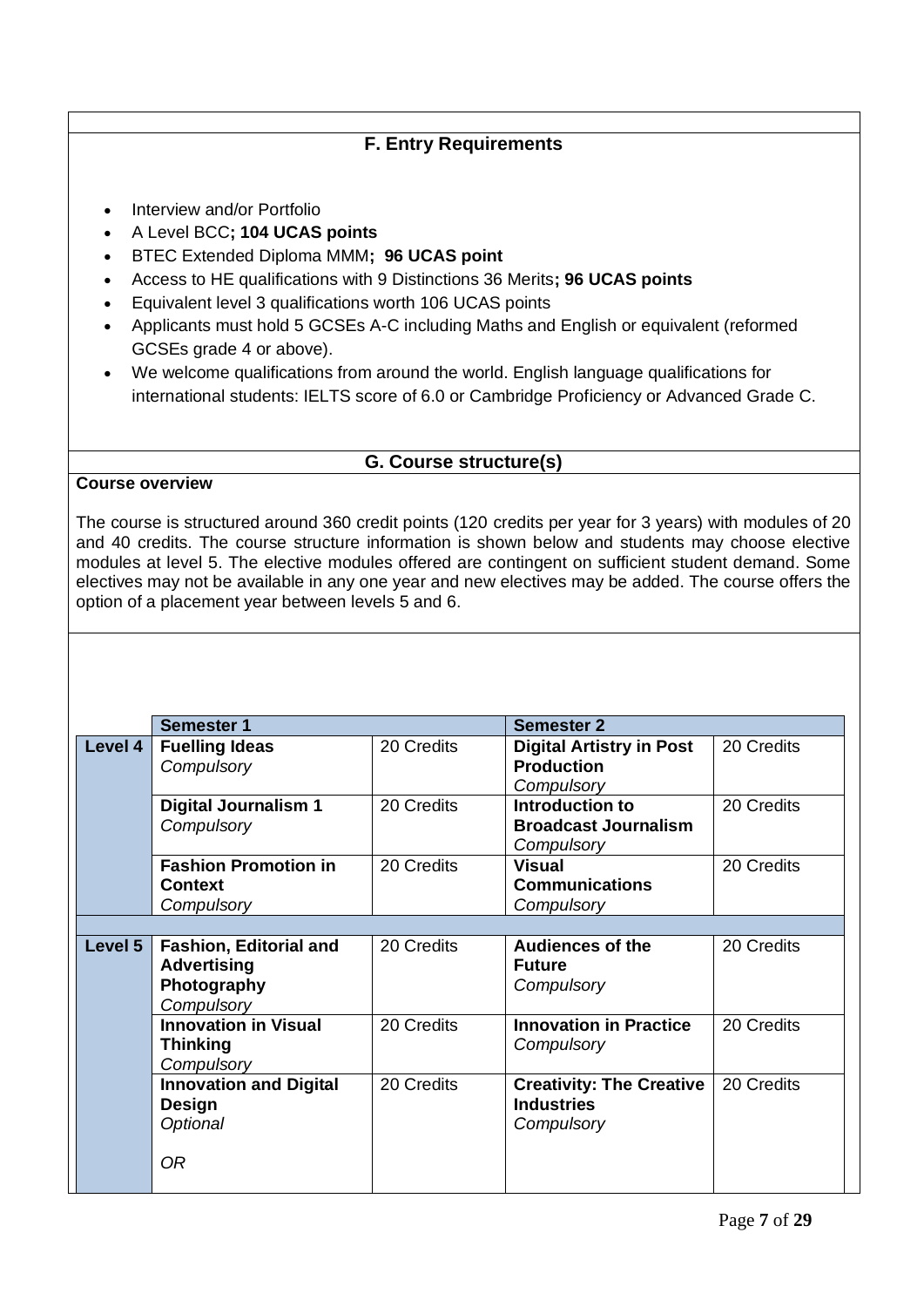## F. Entry Requirements

- Interview and/or Portfolio
- A Level BCC**; 104 UCAS points**
- BTEC Extended Diploma MMM**; 96 UCAS point**
- Access to HE qualifications with 9 Distinctions 36 Merits**; 96 UCAS points**
- Equivalent level 3 qualifications worth 106 UCAS points
- Applicants must hold 5 GCSEs A-C including Maths and English or equivalent (reformed GCSEs grade 4 or above).
- We welcome qualifications from around the world. English language qualifications for international students: IELTS score of 6.0 or Cambridge Proficiency or Advanced Grade C.

## G. Course structure(s)

**Course overview**

The course is structured around 360 credit points (120 credits per year for 3 years) with modules of 20 and 40 credits. The course structure information is shown below and students may choose elective modules at level 5. The elective modules offered are contingent on sufficient student demand. Some electives may not be available in any one year and new electives may be added. The course offers the option of a placement year between levels 5 and 6.

| | Semester 1 | | Semester 2 | |
|---|---|---|---|---|
| **Level 4** | **Fuelling Ideas** *Compulsory* | 20 Credits | **Digital Artistry in Post Production** *Compulsory* | 20 Credits |
| | **Digital Journalism 1** *Compulsory* | 20 Credits | **Introduction to Broadcast Journalism** *Compulsory* | 20 Credits |
| | **Fashion Promotion in Context** *Compulsory* | 20 Credits | **Visual Communications** *Compulsory* | 20 Credits |
| | | | | |
| **Level 5** | **Fashion, Editorial and Advertising Photography** *Compulsory* | 20 Credits | **Audiences of the Future** *Compulsory* | 20 Credits |
| | **Innovation in Visual Thinking** *Compulsory* | 20 Credits | **Innovation in Practice** *Compulsory* | 20 Credits |
| | **Innovation and Digital Design** *Optional* *OR* | 20 Credits | **Creativity: The Creative Industries** *Compulsory* | 20 Credits |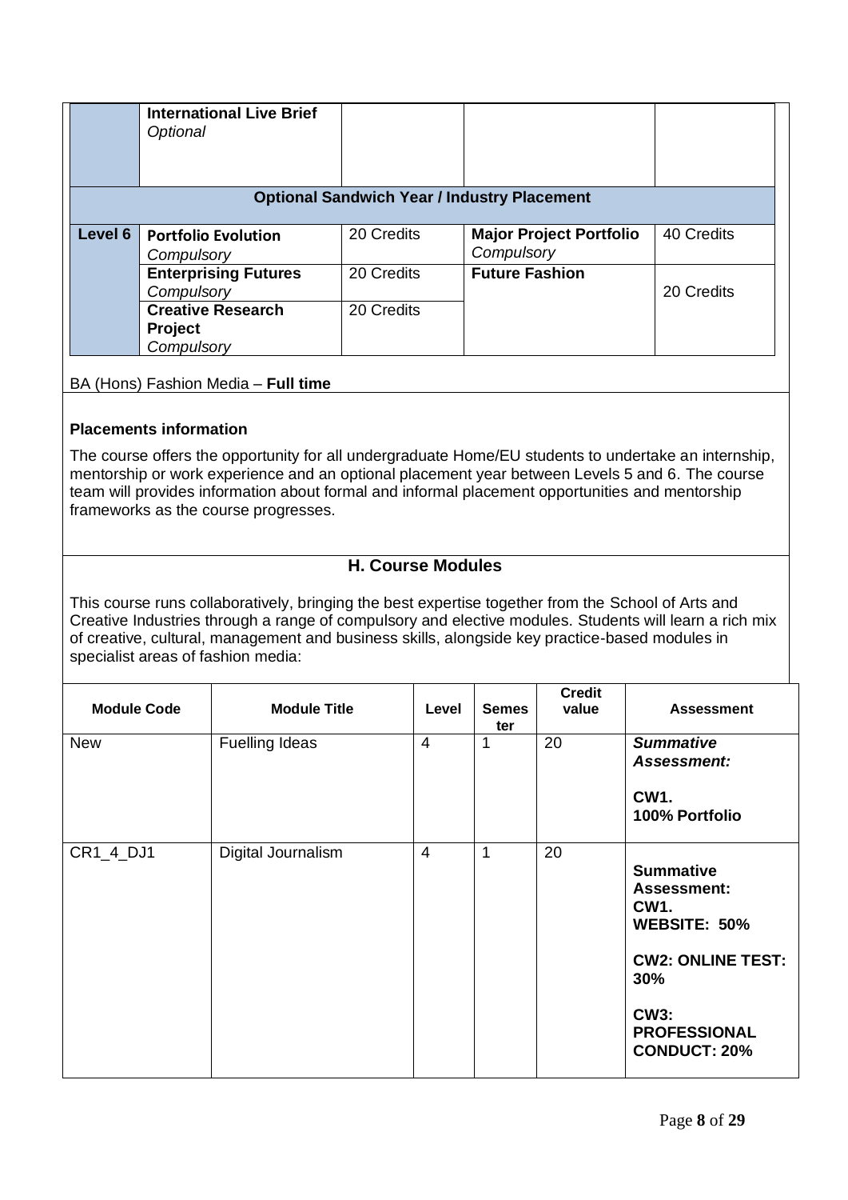| | | | | |
|---|---|---|---|---|
| | **International Live Brief** *Optional* | | | |
| **Optional Sandwich Year / Industry Placement** | | | | |
| **Level 6** | **Portfolio Evolution** *Compulsory* | 20 Credits | **Major Project Portfolio** *Compulsory* | 40 Credits |
| | **Enterprising Futures** *Compulsory* | 20 Credits | **Future Fashion** | 20 Credits |
| | **Creative Research Project** *Compulsory* | 20 Credits | | |

BA (Hons) Fashion Media – **Full time**

**Placements information**

The course offers the opportunity for all undergraduate Home/EU students to undertake an internship, mentorship or work experience and an optional placement year between Levels 5 and 6. The course team will provides information about formal and informal placement opportunities and mentorship frameworks as the course progresses.

## H. Course Modules

This course runs collaboratively, bringing the best expertise together from the School of Arts and Creative Industries through a range of compulsory and elective modules. Students will learn a rich mix of creative, cultural, management and business skills, alongside key practice-based modules in specialist areas of fashion media:

| Module Code | Module Title | Level | Semester | Credit value | Assessment |
|---|---|---|---|---|---|
| New | Fuelling Ideas | 4 | 1 | 20 | ***Summative Assessment:*** **CW1. 100% Portfolio** |
| CR1_4_DJ1 | Digital Journalism | 4 | 1 | 20 | **Summative Assessment: CW1. WEBSITE: 50%** **CW2: ONLINE TEST: 30%** **CW3: PROFESSIONAL CONDUCT: 20%** |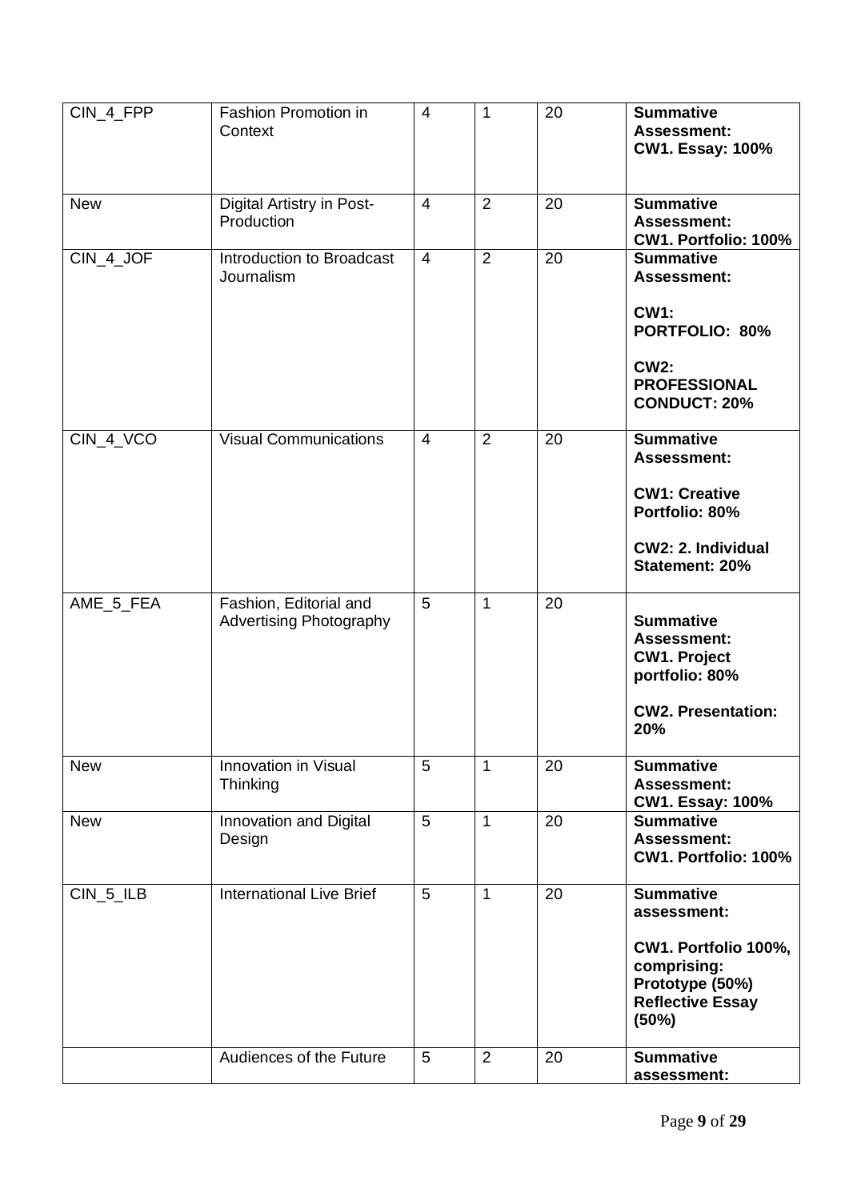| CIN_4_FPP | Fashion Promotion in Context | 4 | 1 | 20 | **Summative Assessment: CW1. Essay: 100%** |
|---|---|---|---|---|---|
| New | Digital Artistry in Post-Production | 4 | 2 | 20 | **Summative Assessment: CW1. Portfolio: 100%** |
| CIN_4_JOF | Introduction to Broadcast Journalism | 4 | 2 | 20 | **Summative Assessment:**<br><br>**CW1: PORTFOLIO: 80%**<br><br>**CW2: PROFESSIONAL CONDUCT: 20%** |
| CIN_4_VCO | Visual Communications | 4 | 2 | 20 | **Summative Assessment:**<br><br>**CW1: Creative Portfolio: 80%**<br><br>**CW2: 2. Individual Statement: 20%** |
| AME_5_FEA | Fashion, Editorial and Advertising Photography | 5 | 1 | 20 | **Summative Assessment: CW1. Project portfolio: 80%**<br><br>**CW2. Presentation: 20%** |
| New | Innovation in Visual Thinking | 5 | 1 | 20 | **Summative Assessment: CW1. Essay: 100%** |
| New | Innovation and Digital Design | 5 | 1 | 20 | **Summative Assessment: CW1. Portfolio: 100%** |
| CIN_5_ILB | International Live Brief | 5 | 1 | 20 | **Summative assessment:**<br><br>**CW1. Portfolio 100%, comprising: Prototype (50%) Reflective Essay (50%)** |
| | Audiences of the Future | 5 | 2 | 20 | **Summative assessment:** |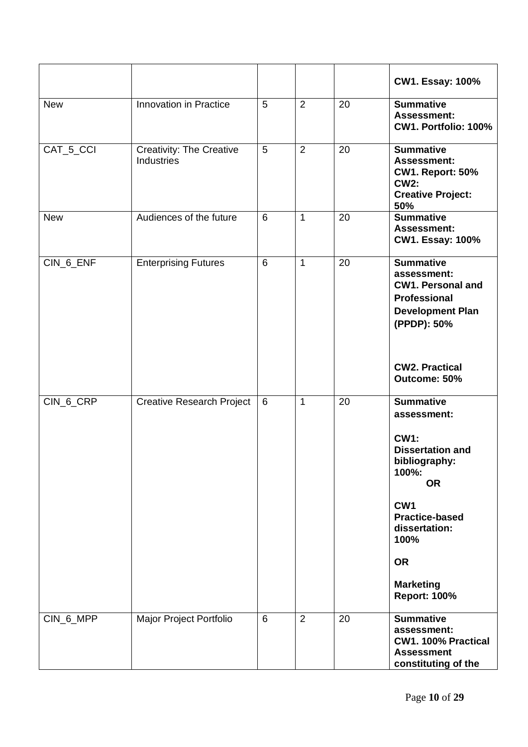| | | | | | **CW1. Essay: 100%** |
|---|---|---|---|---|---|
| New | Innovation in Practice | 5 | 2 | 20 | **Summative Assessment: CW1. Portfolio: 100%** |
| CAT_5_CCI | Creativity: The Creative Industries | 5 | 2 | 20 | **Summative Assessment: CW1. Report: 50% CW2: Creative Project: 50%** |
| New | Audiences of the future | 6 | 1 | 20 | **Summative Assessment: CW1. Essay: 100%** |
| CIN_6_ENF | Enterprising Futures | 6 | 1 | 20 | **Summative assessment: CW1. Personal and Professional Development Plan (PPDP): 50%**<br><br>**CW2. Practical Outcome: 50%** |
| CIN_6_CRP | Creative Research Project | 6 | 1 | 20 | **Summative assessment:**<br><br>**CW1: Dissertation and bibliography: 100%: OR**<br><br>**CW1 Practice-based dissertation: 100%**<br><br>**OR**<br><br>**Marketing Report: 100%** |
| CIN_6_MPP | Major Project Portfolio | 6 | 2 | 20 | **Summative assessment: CW1. 100% Practical Assessment constituting of the** |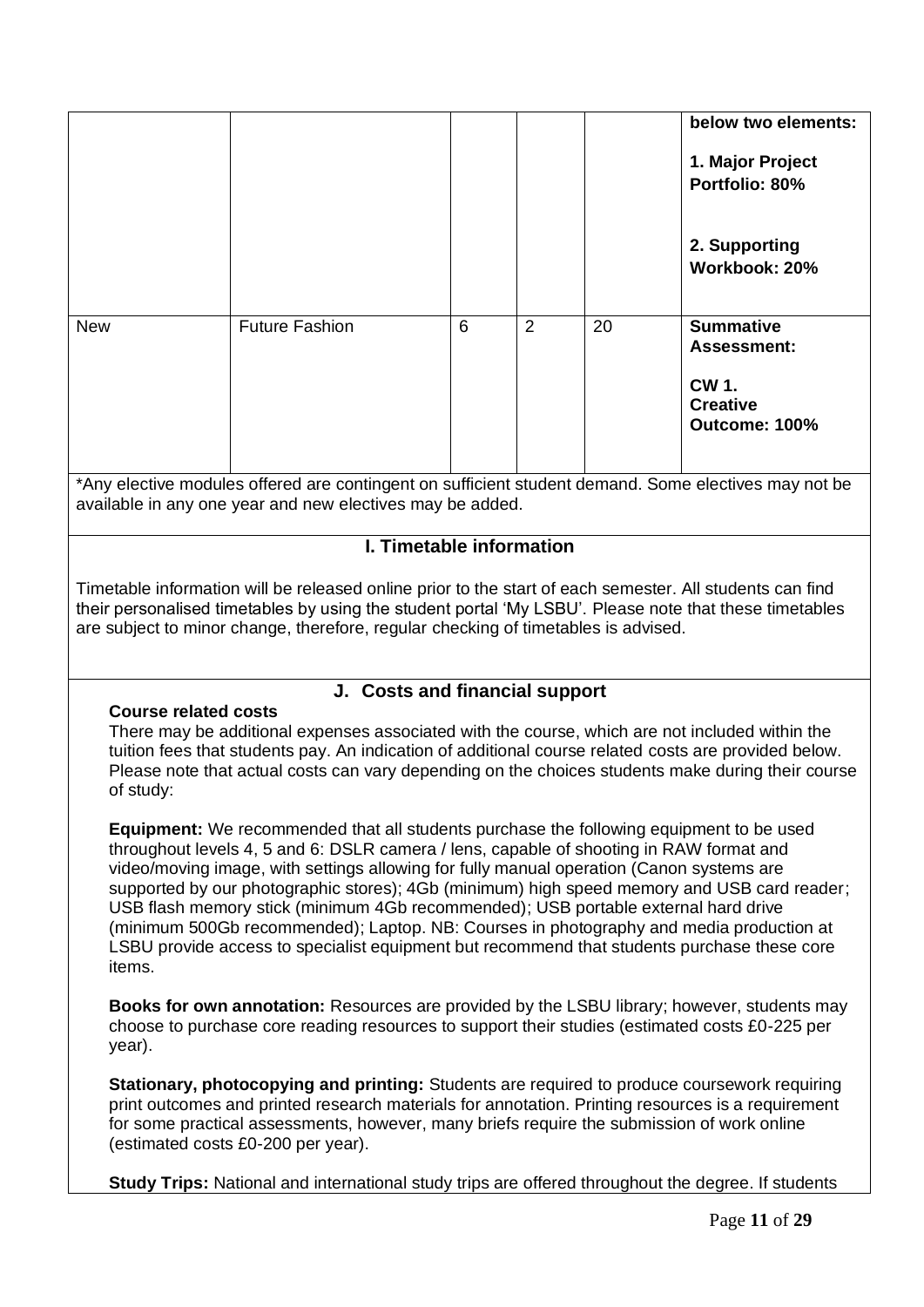| | | | | | |
|---|---|---|---|---|---|
| | | | | | **below two elements:**<br><br>**1. Major Project Portfolio: 80%**<br><br>**2. Supporting Workbook: 20%** |
| New | Future Fashion | 6 | 2 | 20 | **Summative Assessment:**<br><br>**CW 1. Creative Outcome: 100%** |

*Any elective modules offered are contingent on sufficient student demand. Some electives may not be available in any one year and new electives may be added.

## I. Timetable information

Timetable information will be released online prior to the start of each semester. All students can find their personalised timetables by using the student portal 'My LSBU'. Please note that these timetables are subject to minor change, therefore, regular checking of timetables is advised.

## J. Costs and financial support

**Course related costs**

There may be additional expenses associated with the course, which are not included within the tuition fees that students pay. An indication of additional course related costs are provided below. Please note that actual costs can vary depending on the choices students make during their course of study:

**Equipment:** We recommended that all students purchase the following equipment to be used throughout levels 4, 5 and 6: DSLR camera / lens, capable of shooting in RAW format and video/moving image, with settings allowing for fully manual operation (Canon systems are supported by our photographic stores); 4Gb (minimum) high speed memory and USB card reader; USB flash memory stick (minimum 4Gb recommended); USB portable external hard drive (minimum 500Gb recommended); Laptop. NB: Courses in photography and media production at LSBU provide access to specialist equipment but recommend that students purchase these core items.

**Books for own annotation:** Resources are provided by the LSBU library; however, students may choose to purchase core reading resources to support their studies (estimated costs £0-225 per year).

**Stationary, photocopying and printing:** Students are required to produce coursework requiring print outcomes and printed research materials for annotation. Printing resources is a requirement for some practical assessments, however, many briefs require the submission of work online (estimated costs £0-200 per year).

**Study Trips:** National and international study trips are offered throughout the degree. If students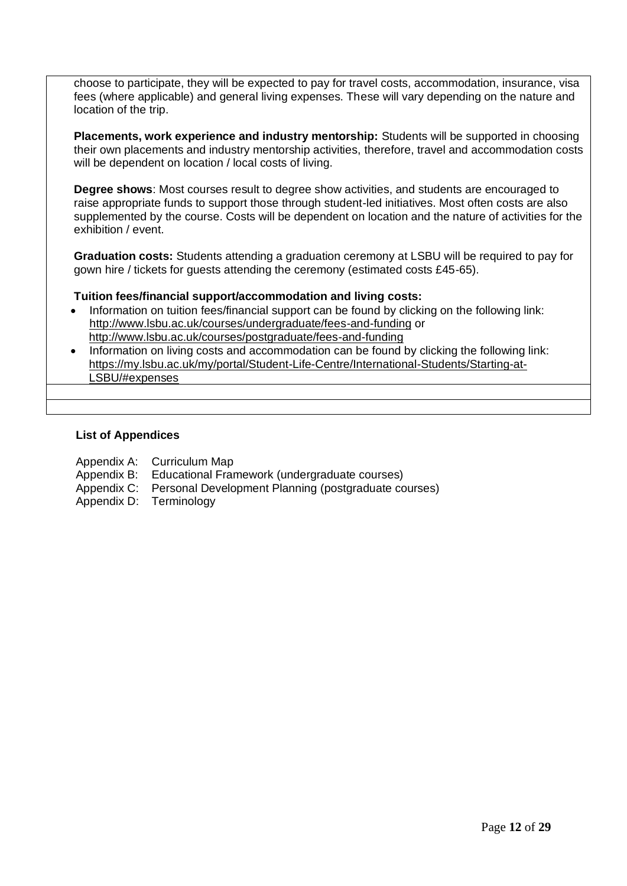choose to participate, they will be expected to pay for travel costs, accommodation, insurance, visa fees (where applicable) and general living expenses. These will vary depending on the nature and location of the trip.

**Placements, work experience and industry mentorship:** Students will be supported in choosing their own placements and industry mentorship activities, therefore, travel and accommodation costs will be dependent on location / local costs of living.

**Degree shows**: Most courses result to degree show activities, and students are encouraged to raise appropriate funds to support those through student-led initiatives. Most often costs are also supplemented by the course. Costs will be dependent on location and the nature of activities for the exhibition / event.

**Graduation costs:** Students attending a graduation ceremony at LSBU will be required to pay for gown hire / tickets for guests attending the ceremony (estimated costs £45-65).

**Tuition fees/financial support/accommodation and living costs:**

- Information on tuition fees/financial support can be found by clicking on the following link: http://www.lsbu.ac.uk/courses/undergraduate/fees-and-funding or http://www.lsbu.ac.uk/courses/postgraduate/fees-and-funding
- Information on living costs and accommodation can be found by clicking the following link: https://my.lsbu.ac.uk/my/portal/Student-Life-Centre/International-Students/Starting-at-LSBU/#expenses

**List of Appendices**

Appendix A: Curriculum Map
Appendix B: Educational Framework (undergraduate courses)
Appendix C: Personal Development Planning (postgraduate courses)
Appendix D: Terminology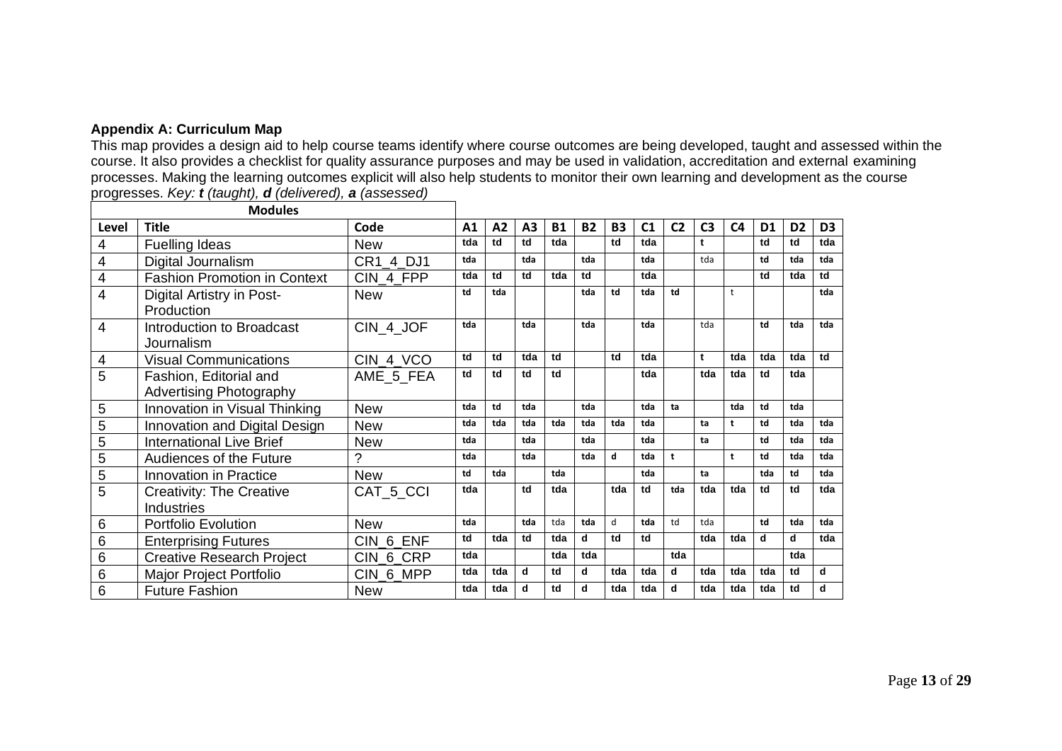**Appendix A: Curriculum Map**

This map provides a design aid to help course teams identify where course outcomes are being developed, taught and assessed within the course. It also provides a checklist for quality assurance purposes and may be used in validation, accreditation and external examining processes. Making the learning outcomes explicit will also help students to monitor their own learning and development as the course progresses. *Key: **t** (taught), **d** (delivered), **a** (assessed)*

| Modules | | | | | | | | | | | | | | | | |
|---|---|---|---|---|---|---|---|---|---|---|---|---|---|---|---|---|
| **Level** | **Title** | **Code** | **A1** | **A2** | **A3** | **B1** | **B2** | **B3** | **C1** | **C2** | **C3** | **C4** | **D1** | **D2** | **D3** |
| 4 | Fuelling Ideas | New | tda | td | td | tda | | td | tda | | t | | td | td | tda |
| 4 | Digital Journalism | CR1_4_DJ1 | tda | | tda | | tda | | tda | | tda | | td | tda | tda |
| 4 | Fashion Promotion in Context | CIN_4_FPP | tda | td | td | tda | td | | tda | | | | td | tda | td |
| 4 | Digital Artistry in Post-Production | New | td | tda | | | tda | td | tda | td | | t | | | tda |
| 4 | Introduction to Broadcast Journalism | CIN_4_JOF | tda | | tda | | tda | | tda | | tda | | td | tda | tda |
| 4 | Visual Communications | CIN_4_VCO | td | td | tda | td | | td | tda | | t | tda | tda | tda | td |
| 5 | Fashion, Editorial and Advertising Photography | AME_5_FEA | td | td | td | td | | | tda | | tda | tda | td | tda | |
| 5 | Innovation in Visual Thinking | New | tda | td | tda | | tda | | tda | ta | | tda | td | tda | |
| 5 | Innovation and Digital Design | New | tda | tda | tda | tda | tda | tda | tda | | ta | t | td | tda | tda |
| 5 | International Live Brief | New | tda | | tda | | tda | | tda | | ta | | td | tda | tda |
| 5 | Audiences of the Future | ? | tda | | tda | | tda | d | tda | t | | t | td | tda | tda |
| 5 | Innovation in Practice | New | td | tda | | tda | | | tda | | ta | | tda | td | tda |
| 5 | Creativity: The Creative Industries | CAT_5_CCI | tda | | td | tda | | tda | td | tda | tda | tda | td | td | tda |
| 6 | Portfolio Evolution | New | tda | | tda | tda | tda | d | tda | td | tda | | td | tda | tda |
| 6 | Enterprising Futures | CIN_6_ENF | td | tda | td | tda | d | td | td | | tda | tda | d | d | tda |
| 6 | Creative Research Project | CIN_6_CRP | tda | | | tda | tda | | | tda | | | | tda | |
| 6 | Major Project Portfolio | CIN_6_MPP | tda | tda | d | td | d | tda | tda | d | tda | tda | tda | td | d |
| 6 | Future Fashion | New | tda | tda | d | td | d | tda | tda | d | tda | tda | tda | td | d |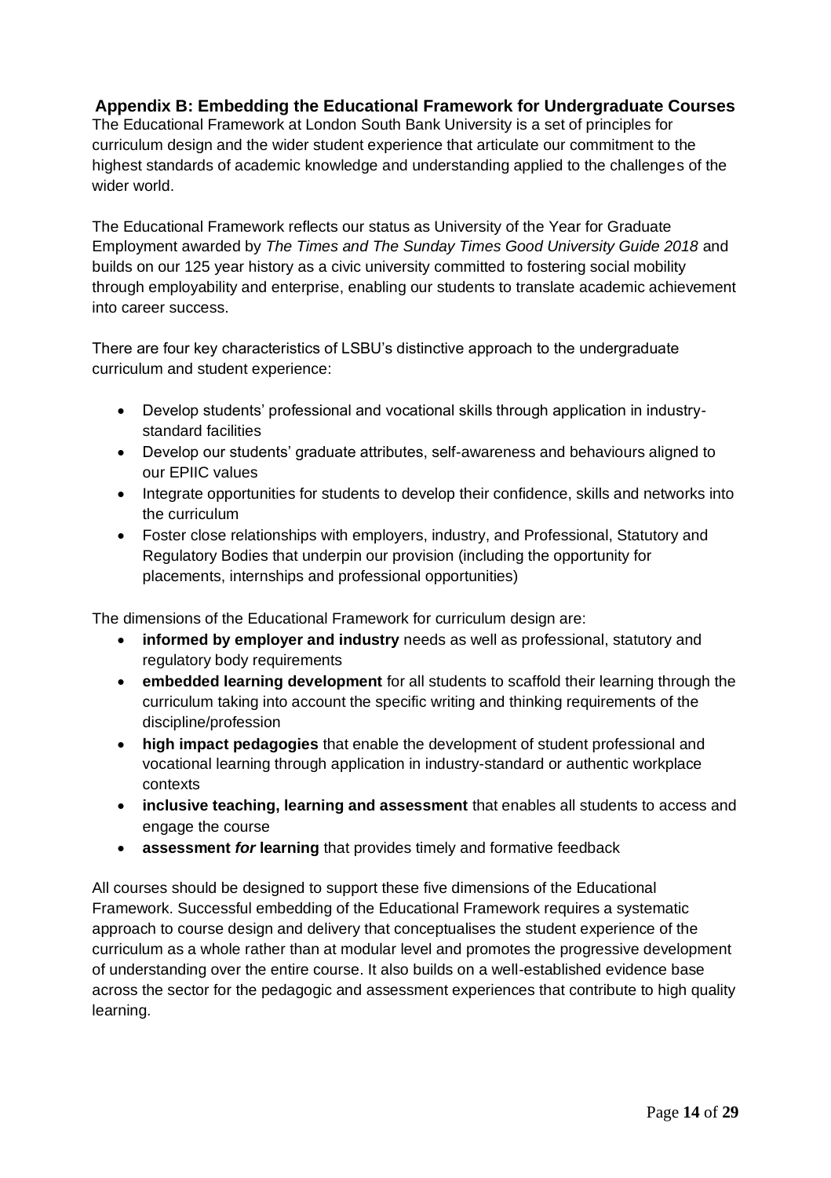## Appendix B: Embedding the Educational Framework for Undergraduate Courses

The Educational Framework at London South Bank University is a set of principles for curriculum design and the wider student experience that articulate our commitment to the highest standards of academic knowledge and understanding applied to the challenges of the wider world.

The Educational Framework reflects our status as University of the Year for Graduate Employment awarded by *The Times and The Sunday Times Good University Guide 2018* and builds on our 125 year history as a civic university committed to fostering social mobility through employability and enterprise, enabling our students to translate academic achievement into career success.

There are four key characteristics of LSBU's distinctive approach to the undergraduate curriculum and student experience:

- Develop students' professional and vocational skills through application in industry-standard facilities
- Develop our students' graduate attributes, self-awareness and behaviours aligned to our EPIIC values
- Integrate opportunities for students to develop their confidence, skills and networks into the curriculum
- Foster close relationships with employers, industry, and Professional, Statutory and Regulatory Bodies that underpin our provision (including the opportunity for placements, internships and professional opportunities)

The dimensions of the Educational Framework for curriculum design are:

- **informed by employer and industry** needs as well as professional, statutory and regulatory body requirements
- **embedded learning development** for all students to scaffold their learning through the curriculum taking into account the specific writing and thinking requirements of the discipline/profession
- **high impact pedagogies** that enable the development of student professional and vocational learning through application in industry-standard or authentic workplace contexts
- **inclusive teaching, learning and assessment** that enables all students to access and engage the course
- **assessment *for* learning** that provides timely and formative feedback

All courses should be designed to support these five dimensions of the Educational Framework. Successful embedding of the Educational Framework requires a systematic approach to course design and delivery that conceptualises the student experience of the curriculum as a whole rather than at modular level and promotes the progressive development of understanding over the entire course. It also builds on a well-established evidence base across the sector for the pedagogic and assessment experiences that contribute to high quality learning.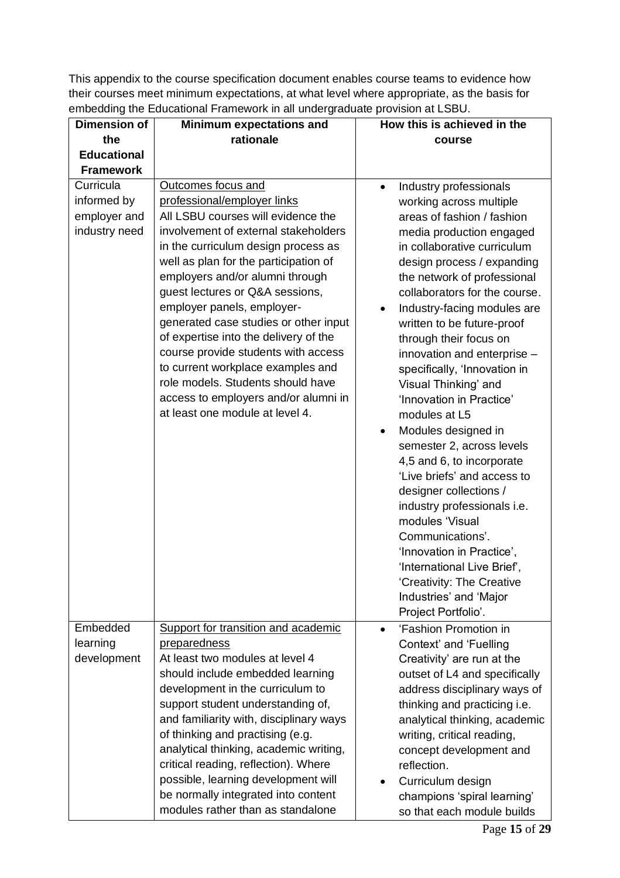This appendix to the course specification document enables course teams to evidence how their courses meet minimum expectations, at what level where appropriate, as the basis for embedding the Educational Framework in all undergraduate provision at LSBU.

| Dimension of the Educational Framework | Minimum expectations and rationale | How this is achieved in the course |
|---|---|---|
| Curricula informed by employer and industry need | Outcomes focus and professional/employer links<br>All LSBU courses will evidence the involvement of external stakeholders in the curriculum design process as well as plan for the participation of employers and/or alumni through guest lectures or Q&A sessions, employer panels, employer-generated case studies or other input of expertise into the delivery of the course provide students with access to current workplace examples and role models. Students should have access to employers and/or alumni in at least one module at level 4. | • Industry professionals working across multiple areas of fashion / fashion media production engaged in collaborative curriculum design process / expanding the network of professional collaborators for the course.<br>• Industry-facing modules are written to be future-proof through their focus on innovation and enterprise – specifically, 'Innovation in Visual Thinking' and 'Innovation in Practice' modules at L5<br>• Modules designed in semester 2, across levels 4,5 and 6, to incorporate 'Live briefs' and access to designer collections / industry professionals i.e. modules 'Visual Communications'. 'Innovation in Practice', 'International Live Brief', 'Creativity: The Creative Industries' and 'Major Project Portfolio'. |
| Embedded learning development | Support for transition and academic preparedness<br>At least two modules at level 4 should include embedded learning development in the curriculum to support student understanding of, and familiarity with, disciplinary ways of thinking and practising (e.g. analytical thinking, academic writing, critical reading, reflection). Where possible, learning development will be normally integrated into content modules rather than as standalone | • 'Fashion Promotion in Context' and 'Fuelling Creativity' are run at the outset of L4 and specifically address disciplinary ways of thinking and practicing i.e. analytical thinking, academic writing, critical reading, concept development and reflection.<br>• Curriculum design champions 'spiral learning' so that each module builds |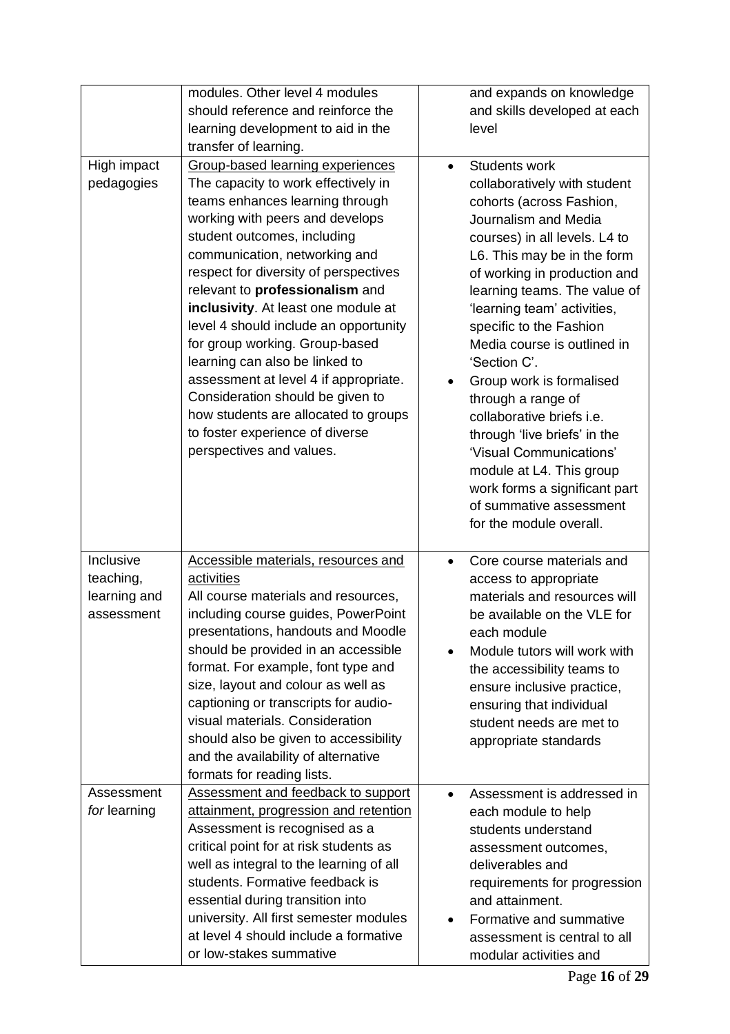| | | |
|---|---|---|
| | modules. Other level 4 modules should reference and reinforce the learning development to aid in the transfer of learning. | and expands on knowledge and skills developed at each level |
| High impact pedagogies | <u>Group-based learning experiences</u><br>The capacity to work effectively in teams enhances learning through working with peers and develops student outcomes, including communication, networking and respect for diversity of perspectives relevant to **professionalism** and **inclusivity**. At least one module at level 4 should include an opportunity for group working. Group-based learning can also be linked to assessment at level 4 if appropriate. Consideration should be given to how students are allocated to groups to foster experience of diverse perspectives and values. | • Students work collaboratively with student cohorts (across Fashion, Journalism and Media courses) in all levels. L4 to L6. This may be in the form of working in production and learning teams. The value of 'learning team' activities, specific to the Fashion Media course is outlined in 'Section C'.<br>• Group work is formalised through a range of collaborative briefs i.e. through 'live briefs' in the 'Visual Communications' module at L4. This group work forms a significant part of summative assessment for the module overall. |
| Inclusive teaching, learning and assessment | <u>Accessible materials, resources and activities</u><br>All course materials and resources, including course guides, PowerPoint presentations, handouts and Moodle should be provided in an accessible format. For example, font type and size, layout and colour as well as captioning or transcripts for audio-visual materials. Consideration should also be given to accessibility and the availability of alternative formats for reading lists. | • Core course materials and access to appropriate materials and resources will be available on the VLE for each module<br>• Module tutors will work with the accessibility teams to ensure inclusive practice, ensuring that individual student needs are met to appropriate standards |
| Assessment *for* learning | <u>Assessment and feedback to support attainment, progression and retention</u><br>Assessment is recognised as a critical point for at risk students as well as integral to the learning of all students. Formative feedback is essential during transition into university. All first semester modules at level 4 should include a formative or low-stakes summative | • Assessment is addressed in each module to help students understand assessment outcomes, deliverables and requirements for progression and attainment.<br>• Formative and summative assessment is central to all modular activities and |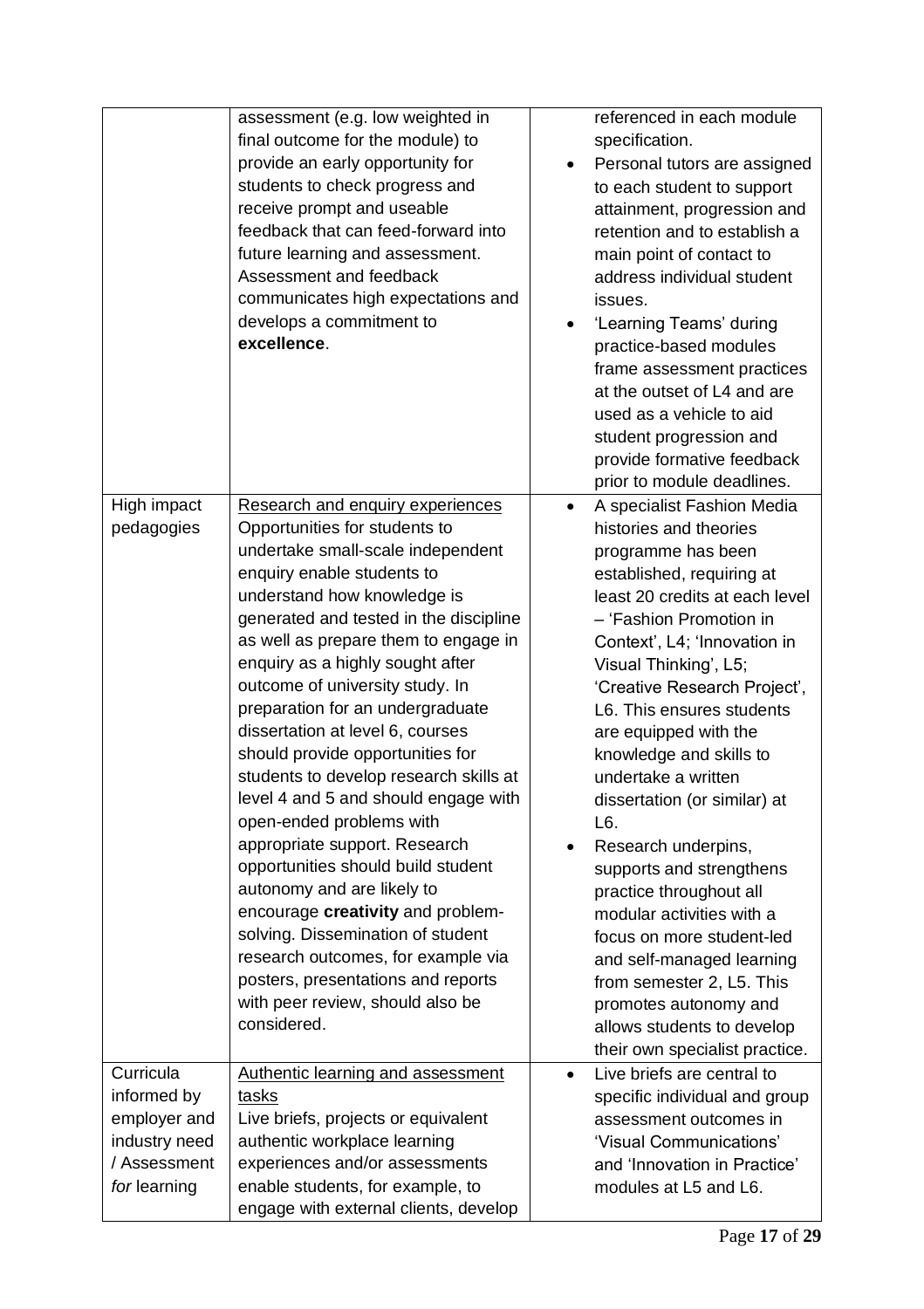| | | |
|---|---|---|
| | assessment (e.g. low weighted in final outcome for the module) to provide an early opportunity for students to check progress and receive prompt and useable feedback that can feed-forward into future learning and assessment. Assessment and feedback communicates high expectations and develops a commitment to **excellence**. | referenced in each module specification.<br>• Personal tutors are assigned to each student to support attainment, progression and retention and to establish a main point of contact to address individual student issues.<br>• 'Learning Teams' during practice-based modules frame assessment practices at the outset of L4 and are used as a vehicle to aid student progression and provide formative feedback prior to module deadlines. |
| High impact pedagogies | <u>Research and enquiry experiences</u><br>Opportunities for students to undertake small-scale independent enquiry enable students to understand how knowledge is generated and tested in the discipline as well as prepare them to engage in enquiry as a highly sought after outcome of university study. In preparation for an undergraduate dissertation at level 6, courses should provide opportunities for students to develop research skills at level 4 and 5 and should engage with open-ended problems with appropriate support. Research opportunities should build student autonomy and are likely to encourage **creativity** and problem-solving. Dissemination of student research outcomes, for example via posters, presentations and reports with peer review, should also be considered. | • A specialist Fashion Media histories and theories programme has been established, requiring at least 20 credits at each level – 'Fashion Promotion in Context', L4; 'Innovation in Visual Thinking', L5; 'Creative Research Project', L6. This ensures students are equipped with the knowledge and skills to undertake a written dissertation (or similar) at L6.<br>• Research underpins, supports and strengthens practice throughout all modular activities with a focus on more student-led and self-managed learning from semester 2, L5. This promotes autonomy and allows students to develop their own specialist practice. |
| Curricula informed by employer and industry need / Assessment *for* learning | <u>Authentic learning and assessment tasks</u><br>Live briefs, projects or equivalent authentic workplace learning experiences and/or assessments enable students, for example, to engage with external clients, develop | • Live briefs are central to specific individual and group assessment outcomes in 'Visual Communications' and 'Innovation in Practice' modules at L5 and L6. |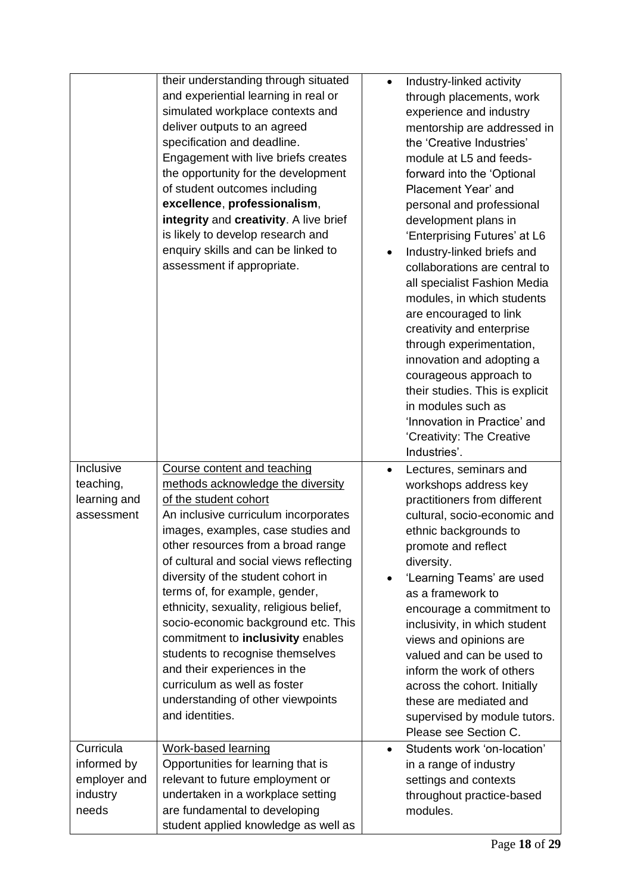| | | |
|---|---|---|
| | their understanding through situated and experiential learning in real or simulated workplace contexts and deliver outputs to an agreed specification and deadline. Engagement with live briefs creates the opportunity for the development of student outcomes including **excellence**, **professionalism**, **integrity** and **creativity**. A live brief is likely to develop research and enquiry skills and can be linked to assessment if appropriate. | • Industry-linked activity through placements, work experience and industry mentorship are addressed in the 'Creative Industries' module at L5 and feeds-forward into the 'Optional Placement Year' and personal and professional development plans in 'Enterprising Futures' at L6<br>• Industry-linked briefs and collaborations are central to all specialist Fashion Media modules, in which students are encouraged to link creativity and enterprise through experimentation, innovation and adopting a courageous approach to their studies. This is explicit in modules such as 'Innovation in Practice' and 'Creativity: The Creative Industries'. |
| Inclusive teaching, learning and assessment | <u>Course content and teaching methods acknowledge the diversity of the student cohort</u><br>An inclusive curriculum incorporates images, examples, case studies and other resources from a broad range of cultural and social views reflecting diversity of the student cohort in terms of, for example, gender, ethnicity, sexuality, religious belief, socio-economic background etc. This commitment to **inclusivity** enables students to recognise themselves and their experiences in the curriculum as well as foster understanding of other viewpoints and identities. | • Lectures, seminars and workshops address key practitioners from different cultural, socio-economic and ethnic backgrounds to promote and reflect diversity.<br>• 'Learning Teams' are used as a framework to encourage a commitment to inclusivity, in which student views and opinions are valued and can be used to inform the work of others across the cohort. Initially these are mediated and supervised by module tutors. Please see Section C. |
| Curricula informed by employer and industry needs | <u>Work-based learning</u><br>Opportunities for learning that is relevant to future employment or undertaken in a workplace setting are fundamental to developing student applied knowledge as well as | • Students work 'on-location' in a range of industry settings and contexts throughout practice-based modules. |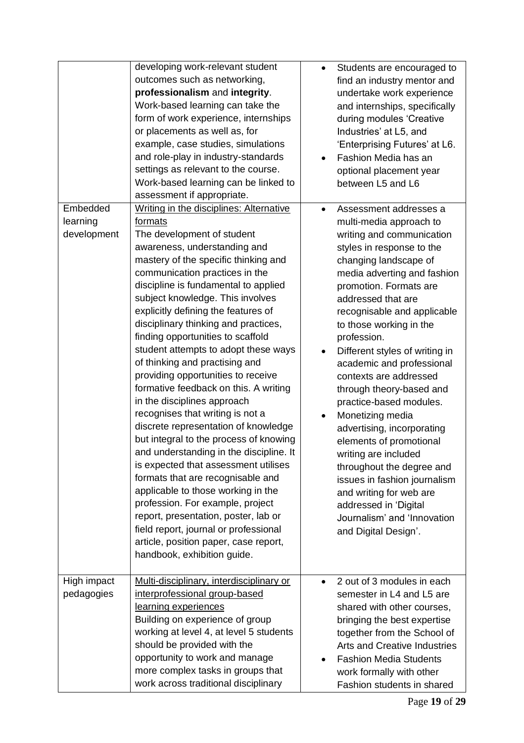| | | |
|---|---|---|
| | developing work-relevant student outcomes such as networking, **professionalism** and **integrity**. Work-based learning can take the form of work experience, internships or placements as well as, for example, case studies, simulations and role-play in industry-standards settings as relevant to the course. Work-based learning can be linked to assessment if appropriate. | • Students are encouraged to find an industry mentor and undertake work experience and internships, specifically during modules 'Creative Industries' at L5, and 'Enterprising Futures' at L6.<br>• Fashion Media has an optional placement year between L5 and L6 |
| Embedded learning development | <u>Writing in the disciplines: Alternative formats</u><br>The development of student awareness, understanding and mastery of the specific thinking and communication practices in the discipline is fundamental to applied subject knowledge. This involves explicitly defining the features of disciplinary thinking and practices, finding opportunities to scaffold student attempts to adopt these ways of thinking and practising and providing opportunities to receive formative feedback on this. A writing in the disciplines approach recognises that writing is not a discrete representation of knowledge but integral to the process of knowing and understanding in the discipline. It is expected that assessment utilises formats that are recognisable and applicable to those working in the profession. For example, project report, presentation, poster, lab or field report, journal or professional article, position paper, case report, handbook, exhibition guide. | • Assessment addresses a multi-media approach to writing and communication styles in response to the changing landscape of media adverting and fashion promotion. Formats are addressed that are recognisable and applicable to those working in the profession.<br>• Different styles of writing in academic and professional contexts are addressed through theory-based and practice-based modules.<br>• Monetizing media advertising, incorporating elements of promotional writing are included throughout the degree and issues in fashion journalism and writing for web are addressed in 'Digital Journalism' and 'Innovation and Digital Design'. |
| High impact pedagogies | <u>Multi-disciplinary, interdisciplinary or interprofessional group-based learning experiences</u><br>Building on experience of group working at level 4, at level 5 students should be provided with the opportunity to work and manage more complex tasks in groups that work across traditional disciplinary | • 2 out of 3 modules in each semester in L4 and L5 are shared with other courses, bringing the best expertise together from the School of Arts and Creative Industries<br>• Fashion Media Students work formally with other Fashion students in shared |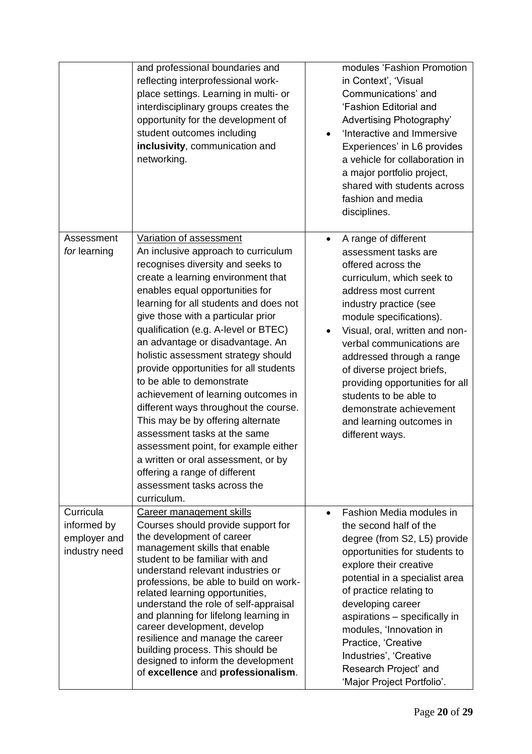| | | |
|---|---|---|
| | and professional boundaries and reflecting interprofessional work-place settings. Learning in multi- or interdisciplinary groups creates the opportunity for the development of student outcomes including **inclusivity**, communication and networking. | modules 'Fashion Promotion in Context', 'Visual Communications' and 'Fashion Editorial and Advertising Photography'<br>• 'Interactive and Immersive Experiences' in L6 provides a vehicle for collaboration in a major portfolio project, shared with students across fashion and media disciplines. |
| Assessment *for* learning | Variation of assessment<br>An inclusive approach to curriculum recognises diversity and seeks to create a learning environment that enables equal opportunities for learning for all students and does not give those with a particular prior qualification (e.g. A-level or BTEC) an advantage or disadvantage. An holistic assessment strategy should provide opportunities for all students to be able to demonstrate achievement of learning outcomes in different ways throughout the course. This may be by offering alternate assessment tasks at the same assessment point, for example either a written or oral assessment, or by offering a range of different assessment tasks across the curriculum. | • A range of different assessment tasks are offered across the curriculum, which seek to address most current industry practice (see module specifications).<br>• Visual, oral, written and non-verbal communications are addressed through a range of diverse project briefs, providing opportunities for all students to be able to demonstrate achievement and learning outcomes in different ways. |
| Curricula informed by employer and industry need | Career management skills<br>Courses should provide support for the development of career management skills that enable student to be familiar with and understand relevant industries or professions, be able to build on work-related learning opportunities, understand the role of self-appraisal and planning for lifelong learning in career development, develop resilience and manage the career building process. This should be designed to inform the development of **excellence** and **professionalism**. | • Fashion Media modules in the second half of the degree (from S2, L5) provide opportunities for students to explore their creative potential in a specialist area of practice relating to developing career aspirations – specifically in modules, 'Innovation in Practice, 'Creative Industries', 'Creative Research Project' and 'Major Project Portfolio'. |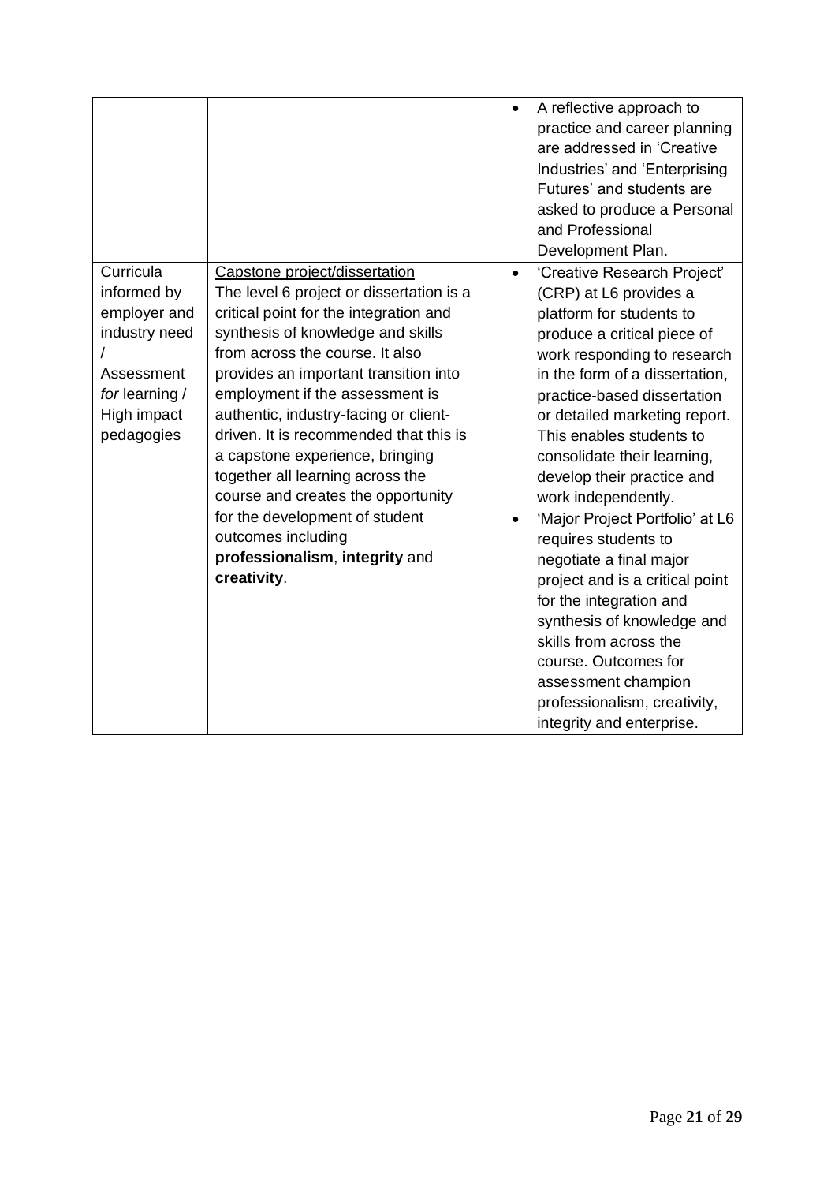| | | |
|---|---|---|
| | | • A reflective approach to practice and career planning are addressed in 'Creative Industries' and 'Enterprising Futures' and students are asked to produce a Personal and Professional Development Plan. |
| Curricula informed by employer and industry need / Assessment *for* learning / High impact pedagogies | Capstone project/dissertation<br>The level 6 project or dissertation is a critical point for the integration and synthesis of knowledge and skills from across the course. It also provides an important transition into employment if the assessment is authentic, industry-facing or client-driven. It is recommended that this is a capstone experience, bringing together all learning across the course and creates the opportunity for the development of student outcomes including **professionalism**, **integrity** and **creativity**. | • 'Creative Research Project' (CRP) at L6 provides a platform for students to produce a critical piece of work responding to research in the form of a dissertation, practice-based dissertation or detailed marketing report. This enables students to consolidate their learning, develop their practice and work independently.<br>• 'Major Project Portfolio' at L6 requires students to negotiate a final major project and is a critical point for the integration and synthesis of knowledge and skills from across the course. Outcomes for assessment champion professionalism, creativity, integrity and enterprise. |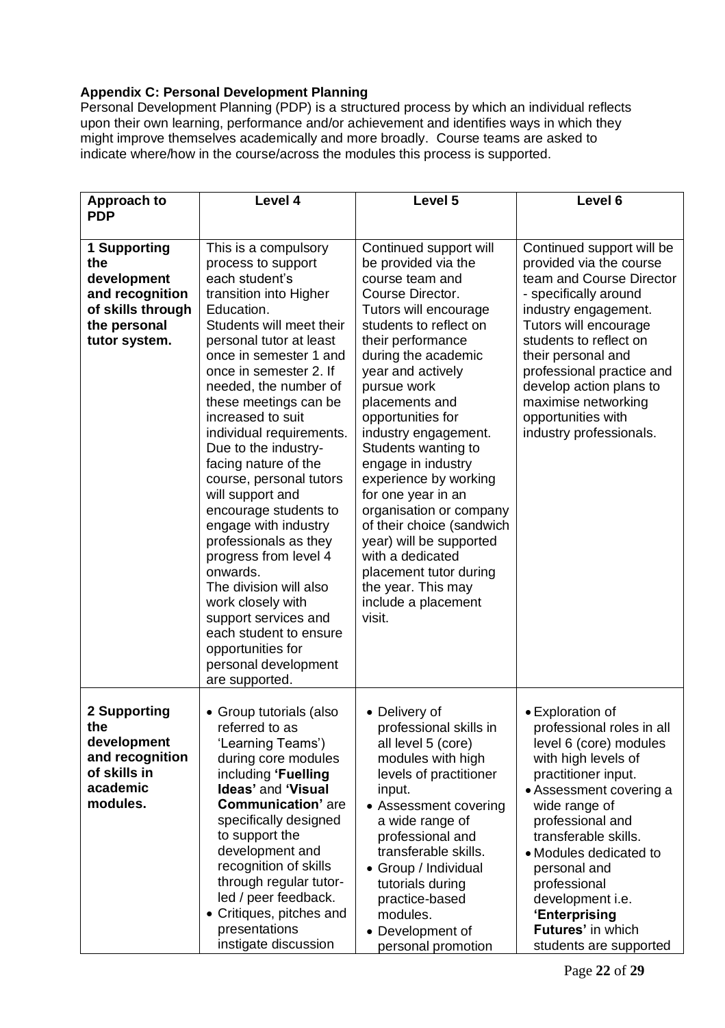**Appendix C: Personal Development Planning**

Personal Development Planning (PDP) is a structured process by which an individual reflects upon their own learning, performance and/or achievement and identifies ways in which they might improve themselves academically and more broadly. Course teams are asked to indicate where/how in the course/across the modules this process is supported.

| Approach to PDP | Level 4 | Level 5 | Level 6 |
|---|---|---|---|
| **1 Supporting the development and recognition of skills through the personal tutor system.** | This is a compulsory process to support each student's transition into Higher Education. Students will meet their personal tutor at least once in semester 1 and once in semester 2. If needed, the number of these meetings can be increased to suit individual requirements. Due to the industry-facing nature of the course, personal tutors will support and encourage students to engage with industry professionals as they progress from level 4 onwards. The division will also work closely with support services and each student to ensure opportunities for personal development are supported. | Continued support will be provided via the course team and Course Director. Tutors will encourage students to reflect on their performance during the academic year and actively pursue work placements and opportunities for industry engagement. Students wanting to engage in industry experience by working for one year in an organisation or company of their choice (sandwich year) will be supported with a dedicated placement tutor during the year. This may include a placement visit. | Continued support will be provided via the course team and Course Director - specifically around industry engagement. Tutors will encourage students to reflect on their personal and professional practice and develop action plans to maximise networking opportunities with industry professionals. |
| **2 Supporting the development and recognition of skills in academic modules.** | • Group tutorials (also referred to as 'Learning Teams') during core modules including **'Fuelling Ideas'** and **'Visual Communication'** are specifically designed to support the development and recognition of skills through regular tutor-led / peer feedback.<br>• Critiques, pitches and presentations instigate discussion | • Delivery of professional skills in all level 5 (core) modules with high levels of practitioner input.<br>• Assessment covering a wide range of professional and transferable skills.<br>• Group / Individual tutorials during practice-based modules.<br>• Development of personal promotion | • Exploration of professional roles in all level 6 (core) modules with high levels of practitioner input.<br>• Assessment covering a wide range of professional and transferable skills.<br>• Modules dedicated to personal and professional development i.e. **'Enterprising Futures'** in which students are supported |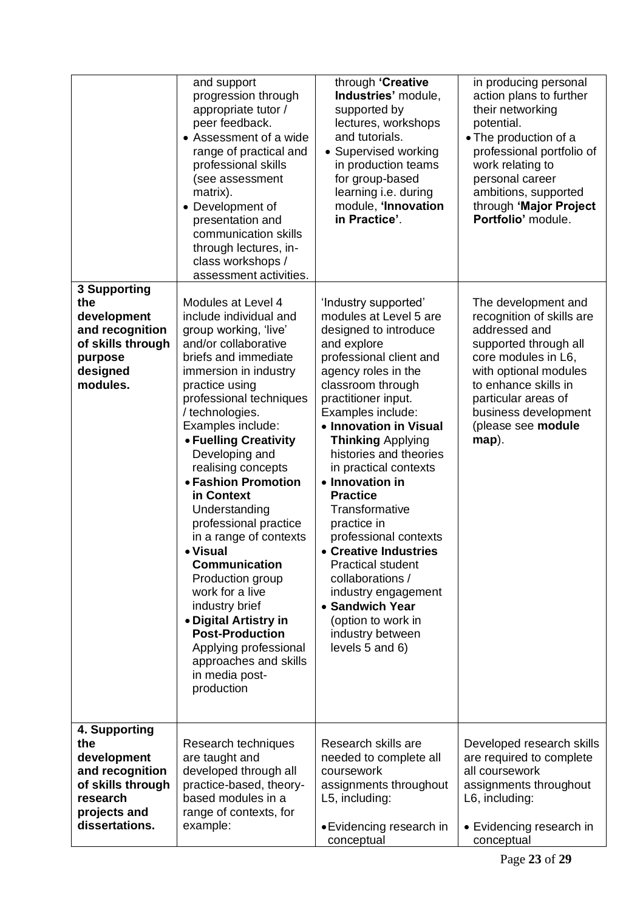| | | | |
|---|---|---|---|
| | and support progression through appropriate tutor / peer feedback.<br>• Assessment of a wide range of practical and professional skills (see assessment matrix).<br>• Development of presentation and communication skills through lectures, in-class workshops / assessment activities. | through **'Creative Industries'** module, supported by lectures, workshops and tutorials.<br>• Supervised working in production teams for group-based learning i.e. during module, **'Innovation in Practice'**. | in producing personal action plans to further their networking potential.<br>• The production of a professional portfolio of work relating to personal career ambitions, supported through **'Major Project Portfolio'** module. |
| **3 Supporting the development and recognition of skills through purpose designed modules.** | Modules at Level 4 include individual and group working, 'live' and/or collaborative briefs and immediate immersion in industry practice using professional techniques / technologies.<br>Examples include:<br>• **Fuelling Creativity** Developing and realising concepts<br>• **Fashion Promotion in Context** Understanding professional practice in a range of contexts<br>• **Visual Communication** Production group work for a live industry brief<br>• **Digital Artistry in Post-Production** Applying professional approaches and skills in media post-production | 'Industry supported' modules at Level 5 are designed to introduce and explore professional client and agency roles in the classroom through practitioner input.<br>Examples include:<br>• **Innovation in Visual Thinking** Applying histories and theories in practical contexts<br>• **Innovation in Practice** Transformative practice in professional contexts<br>• **Creative Industries** Practical student collaborations / industry engagement<br>• **Sandwich Year** (option to work in industry between levels 5 and 6) | The development and recognition of skills are addressed and supported through all core modules in L6, with optional modules to enhance skills in particular areas of business development (please see **module map**). |
| **4. Supporting the development and recognition of skills through research projects and dissertations.** | Research techniques are taught and developed through all practice-based, theory-based modules in a range of contexts, for example: | Research skills are needed to complete all coursework assignments throughout L5, including:<br><br>• Evidencing research in conceptual | Developed research skills are required to complete all coursework assignments throughout L6, including:<br><br>• Evidencing research in conceptual |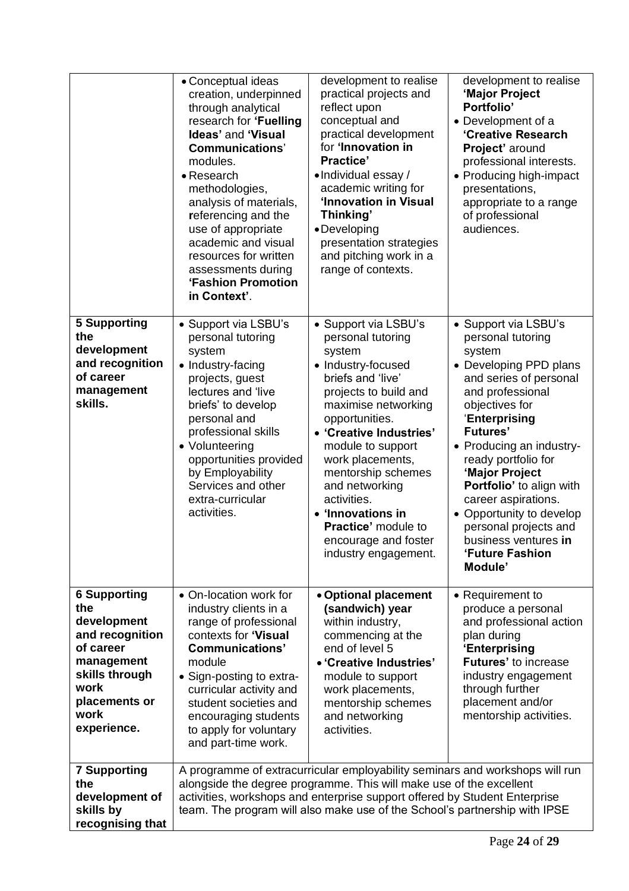| | | | |
|---|---|---|---|
| | • Conceptual ideas creation, underpinned through analytical research for **'Fuelling Ideas'** and **'Visual Communications'** modules.<br>• Research methodologies, analysis of materials, referencing and the use of appropriate academic and visual resources for written assessments during **'Fashion Promotion in Context'**. | development to realise practical projects and reflect upon conceptual and practical development for **'Innovation in Practice'**<br>• Individual essay / academic writing for **'Innovation in Visual Thinking'**<br>• Developing presentation strategies and pitching work in a range of contexts. | development to realise **'Major Project Portfolio'**<br>• Development of a **'Creative Research Project'** around professional interests.<br>• Producing high-impact presentations, appropriate to a range of professional audiences. |
| **5 Supporting the development and recognition of career management skills.** | • Support via LSBU's personal tutoring system<br>• Industry-facing projects, guest lectures and 'live briefs' to develop personal and professional skills<br>• Volunteering opportunities provided by Employability Services and other extra-curricular activities. | • Support via LSBU's personal tutoring system<br>• Industry-focused briefs and 'live' projects to build and maximise networking opportunities.<br>• **'Creative Industries'** module to support work placements, mentorship schemes and networking activities.<br>• **'Innovations in Practice'** module to encourage and foster industry engagement. | • Support via LSBU's personal tutoring system<br>• Developing PPD plans and series of personal and professional objectives for **'Enterprising Futures'**<br>• Producing an industry-ready portfolio for **'Major Project Portfolio'** to align with career aspirations.<br>• Opportunity to develop personal projects and business ventures **in 'Future Fashion Module'** |
| **6 Supporting the development and recognition of career management skills through work placements or work experience.** | • On-location work for industry clients in a range of professional contexts for **'Visual Communications'** module<br>• Sign-posting to extra-curricular activity and student societies and encouraging students to apply for voluntary and part-time work. | • **Optional placement (sandwich) year** within industry, commencing at the end of level 5<br>• **'Creative Industries'** module to support work placements, mentorship schemes and networking activities. | • Requirement to produce a personal and professional action plan during **'Enterprising Futures'** to increase industry engagement through further placement and/or mentorship activities. |
| **7 Supporting the development of skills by recognising that** | A programme of extracurricular employability seminars and workshops will run alongside the degree programme. This will make use of the excellent activities, workshops and enterprise support offered by Student Enterprise team. The program will also make use of the School's partnership with IPSE | | |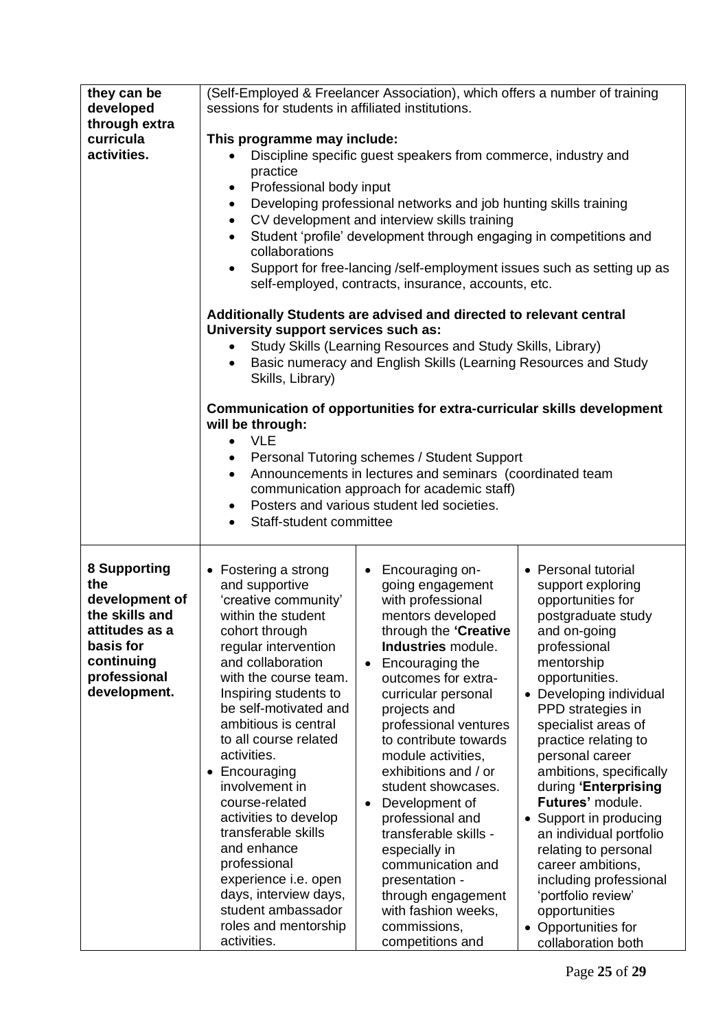| | | | |
|---|---|---|---|
| **they can be developed through extra curricula activities.** | (Self-Employed & Freelancer Association), which offers a number of training sessions for students in affiliated institutions.<br><br>**This programme may include:**<br>• Discipline specific guest speakers from commerce, industry and practice<br>• Professional body input<br>• Developing professional networks and job hunting skills training<br>• CV development and interview skills training<br>• Student 'profile' development through engaging in competitions and collaborations<br>• Support for free-lancing /self-employment issues such as setting up as self-employed, contracts, insurance, accounts, etc.<br><br>**Additionally Students are advised and directed to relevant central University support services such as:**<br>• Study Skills (Learning Resources and Study Skills, Library)<br>• Basic numeracy and English Skills (Learning Resources and Study Skills, Library)<br><br>**Communication of opportunities for extra-curricular skills development will be through:**<br>• VLE<br>• Personal Tutoring schemes / Student Support<br>• Announcements in lectures and seminars (coordinated team communication approach for academic staff)<br>• Posters and various student led societies.<br>• Staff-student committee | | |
| **8 Supporting the development of the skills and attitudes as a basis for continuing professional development.** | • Fostering a strong and supportive 'creative community' within the student cohort through regular intervention and collaboration with the course team. Inspiring students to be self-motivated and ambitious is central to all course related activities.<br>• Encouraging involvement in course-related activities to develop transferable skills and enhance professional experience i.e. open days, interview days, student ambassador roles and mentorship activities. | • Encouraging on-going engagement with professional mentors developed through the **'Creative Industries** module.<br>• Encouraging the outcomes for extra-curricular personal projects and professional ventures to contribute towards module activities, exhibitions and / or student showcases.<br>• Development of professional and transferable skills - especially in communication and presentation - through engagement with fashion weeks, commissions, competitions and | • Personal tutorial support exploring opportunities for postgraduate study and on-going professional mentorship opportunities.<br>• Developing individual PPD strategies in specialist areas of practice relating to personal career ambitions, specifically during **'Enterprising Futures'** module.<br>• Support in producing an individual portfolio relating to personal career ambitions, including professional 'portfolio review' opportunities<br>• Opportunities for collaboration both |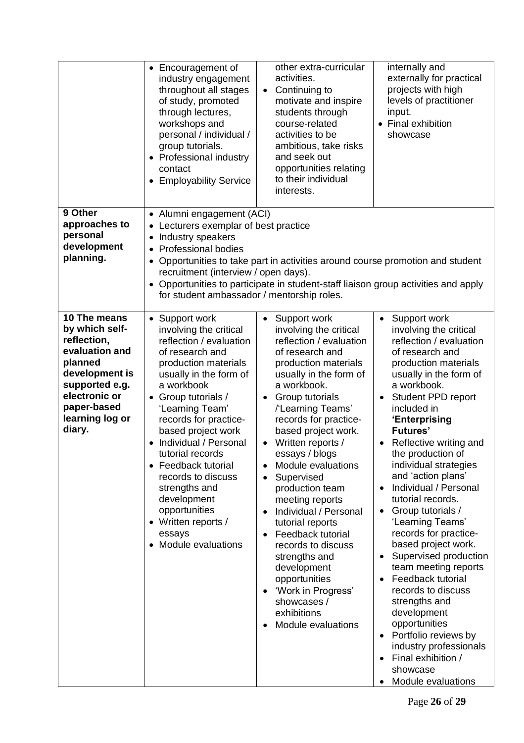| | | | |
|---|---|---|---|
| | • Encouragement of industry engagement throughout all stages of study, promoted through lectures, workshops and personal / individual / group tutorials.<br>• Professional industry contact<br>• Employability Service | other extra-curricular activities.<br>• Continuing to motivate and inspire students through course-related activities to be ambitious, take risks and seek out opportunities relating to their individual interests. | internally and externally for practical projects with high levels of practitioner input.<br>• Final exhibition showcase |
| **9 Other approaches to personal development planning.** | • Alumni engagement (ACI)<br>• Lecturers exemplar of best practice<br>• Industry speakers<br>• Professional bodies<br>• Opportunities to take part in activities around course promotion and student recruitment (interview / open days).<br>• Opportunities to participate in student-staff liaison group activities and apply for student ambassador / mentorship roles. | | |
| **10 The means by which self-reflection, evaluation and planned development is supported e.g. electronic or paper-based learning log or diary.** | • Support work involving the critical reflection / evaluation of research and production materials usually in the form of a workbook<br>• Group tutorials / 'Learning Team' records for practice-based project work<br>• Individual / Personal tutorial records<br>• Feedback tutorial records to discuss strengths and development opportunities<br>• Written reports / essays<br>• Module evaluations | • Support work involving the critical reflection / evaluation of research and production materials usually in the form of a workbook.<br>• Group tutorials /'Learning Teams' records for practice-based project work.<br>• Written reports / essays / blogs<br>• Module evaluations<br>• Supervised production team meeting reports<br>• Individual / Personal tutorial reports<br>• Feedback tutorial records to discuss strengths and development opportunities<br>• 'Work in Progress' showcases / exhibitions<br>• Module evaluations | • Support work involving the critical reflection / evaluation of research and production materials usually in the form of a workbook.<br>• Student PPD report included in **'Enterprising Futures'**<br>• Reflective writing and the production of individual strategies and 'action plans'<br>• Individual / Personal tutorial records.<br>• Group tutorials / 'Learning Teams' records for practice-based project work.<br>• Supervised production team meeting reports<br>• Feedback tutorial records to discuss strengths and development opportunities<br>• Portfolio reviews by industry professionals<br>• Final exhibition / showcase<br>• Module evaluations |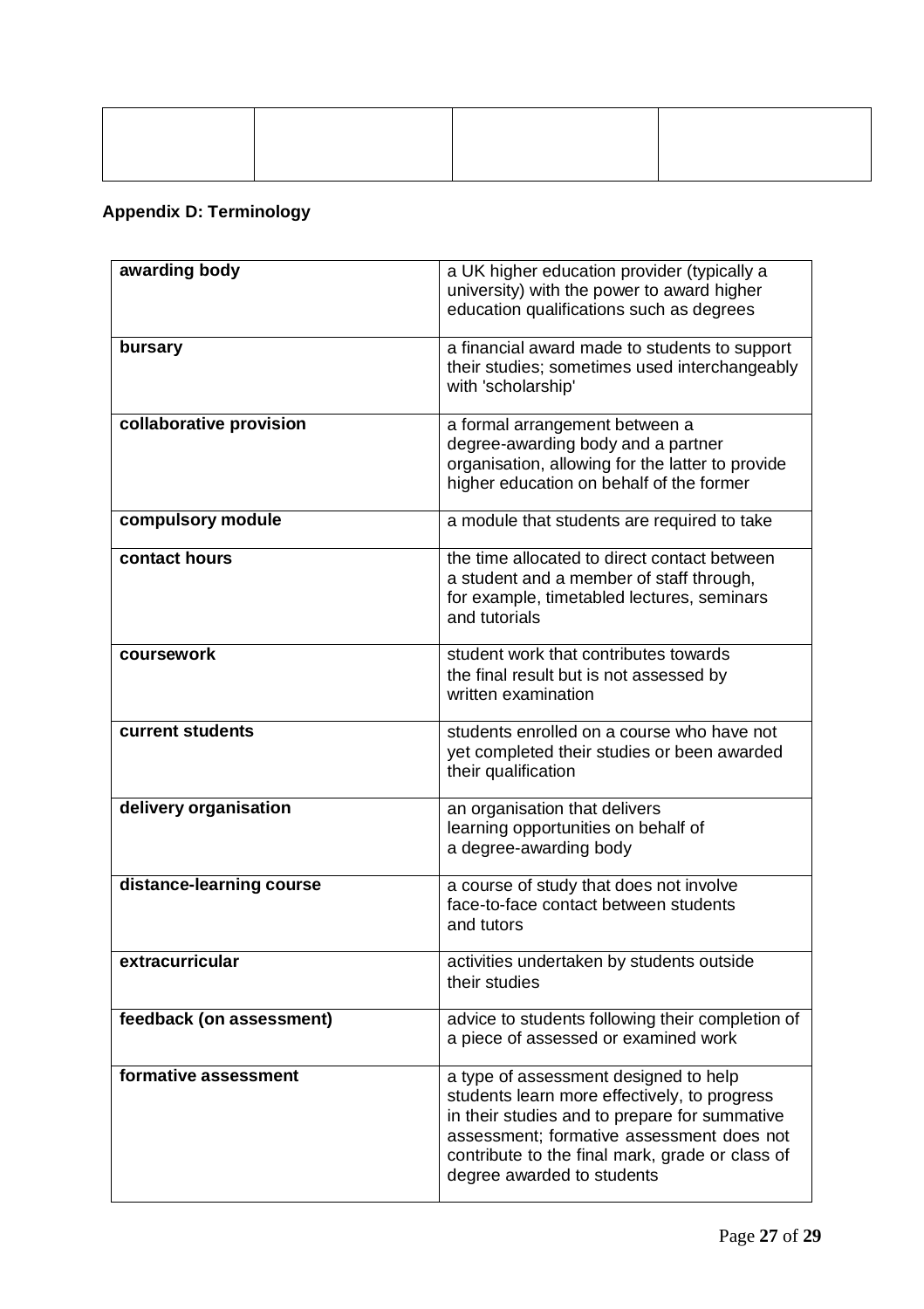| | | | |
|---|---|---|---|
| | | | |

**Appendix D: Terminology**

| | |
|---|---|
| **awarding body** | a UK higher education provider (typically a university) with the power to award higher education qualifications such as degrees |
| **bursary** | a financial award made to students to support their studies; sometimes used interchangeably with 'scholarship' |
| **collaborative provision** | a formal arrangement between a degree-awarding body and a partner organisation, allowing for the latter to provide higher education on behalf of the former |
| **compulsory module** | a module that students are required to take |
| **contact hours** | the time allocated to direct contact between a student and a member of staff through, for example, timetabled lectures, seminars and tutorials |
| **coursework** | student work that contributes towards the final result but is not assessed by written examination |
| **current students** | students enrolled on a course who have not yet completed their studies or been awarded their qualification |
| **delivery organisation** | an organisation that delivers learning opportunities on behalf of a degree-awarding body |
| **distance-learning course** | a course of study that does not involve face-to-face contact between students and tutors |
| **extracurricular** | activities undertaken by students outside their studies |
| **feedback (on assessment)** | advice to students following their completion of a piece of assessed or examined work |
| **formative assessment** | a type of assessment designed to help students learn more effectively, to progress in their studies and to prepare for summative assessment; formative assessment does not contribute to the final mark, grade or class of degree awarded to students |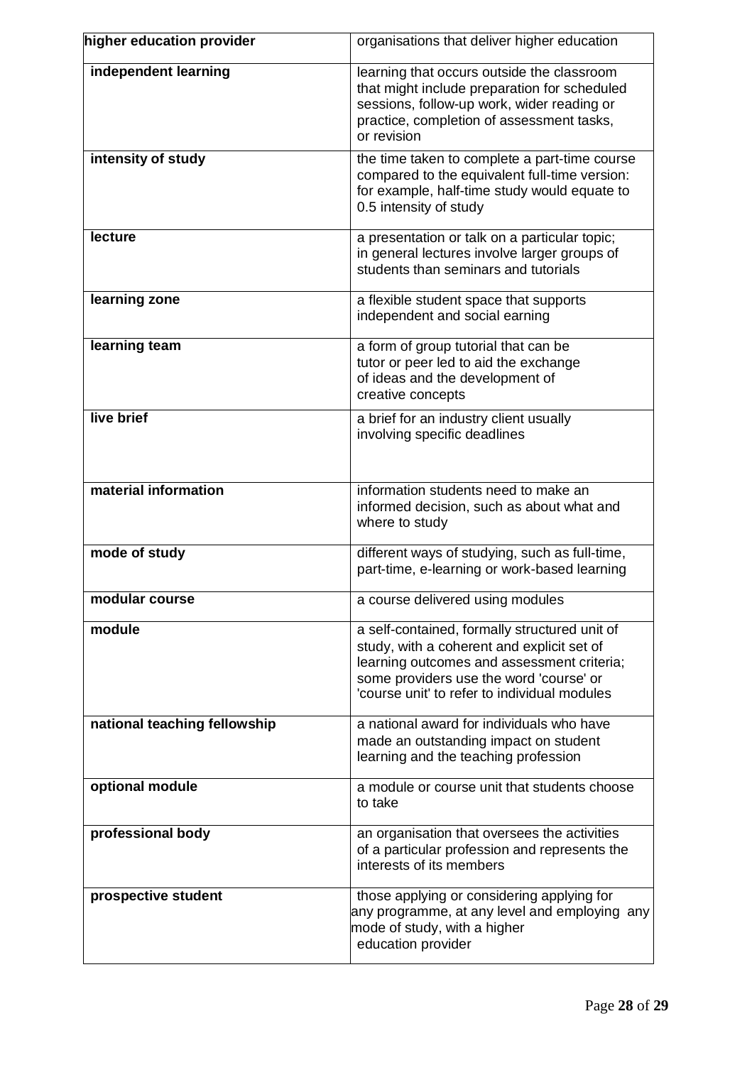| | |
|---|---|
| **higher education provider** | organisations that deliver higher education |
| **independent learning** | learning that occurs outside the classroom that might include preparation for scheduled sessions, follow-up work, wider reading or practice, completion of assessment tasks, or revision |
| **intensity of study** | the time taken to complete a part-time course compared to the equivalent full-time version: for example, half-time study would equate to 0.5 intensity of study |
| **lecture** | a presentation or talk on a particular topic; in general lectures involve larger groups of students than seminars and tutorials |
| **learning zone** | a flexible student space that supports independent and social earning |
| **learning team** | a form of group tutorial that can be tutor or peer led to aid the exchange of ideas and the development of creative concepts |
| **live brief** | a brief for an industry client usually involving specific deadlines |
| **material information** | information students need to make an informed decision, such as about what and where to study |
| **mode of study** | different ways of studying, such as full-time, part-time, e-learning or work-based learning |
| **modular course** | a course delivered using modules |
| **module** | a self-contained, formally structured unit of study, with a coherent and explicit set of learning outcomes and assessment criteria; some providers use the word 'course' or 'course unit' to refer to individual modules |
| **national teaching fellowship** | a national award for individuals who have made an outstanding impact on student learning and the teaching profession |
| **optional module** | a module or course unit that students choose to take |
| **professional body** | an organisation that oversees the activities of a particular profession and represents the interests of its members |
| **prospective student** | those applying or considering applying for any programme, at any level and employing any mode of study, with a higher education provider |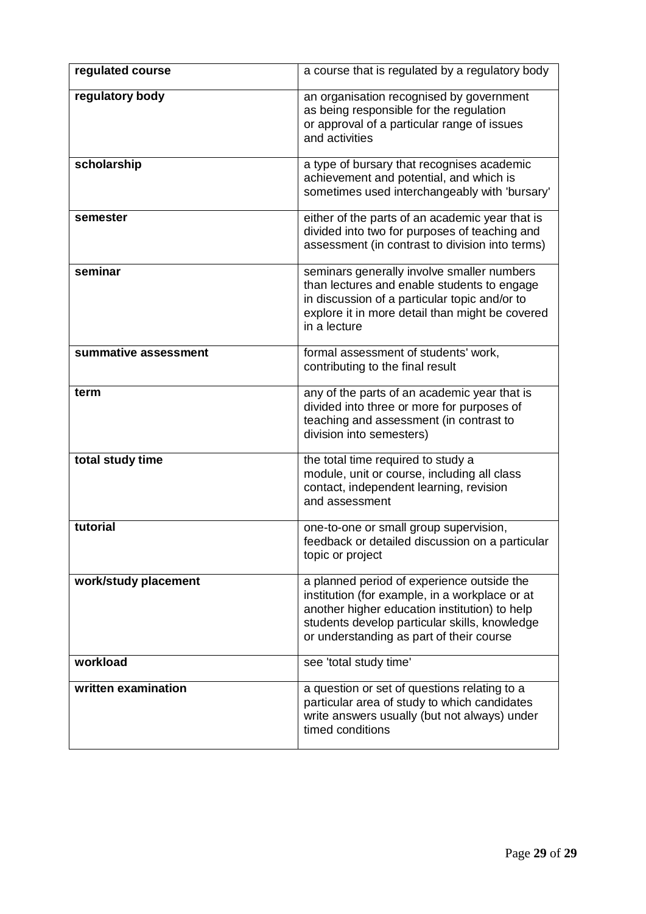| | |
|---|---|
| **regulated course** | a course that is regulated by a regulatory body |
| **regulatory body** | an organisation recognised by government as being responsible for the regulation or approval of a particular range of issues and activities |
| **scholarship** | a type of bursary that recognises academic achievement and potential, and which is sometimes used interchangeably with 'bursary' |
| **semester** | either of the parts of an academic year that is divided into two for purposes of teaching and assessment (in contrast to division into terms) |
| **seminar** | seminars generally involve smaller numbers than lectures and enable students to engage in discussion of a particular topic and/or to explore it in more detail than might be covered in a lecture |
| **summative assessment** | formal assessment of students' work, contributing to the final result |
| **term** | any of the parts of an academic year that is divided into three or more for purposes of teaching and assessment (in contrast to division into semesters) |
| **total study time** | the total time required to study a module, unit or course, including all class contact, independent learning, revision and assessment |
| **tutorial** | one-to-one or small group supervision, feedback or detailed discussion on a particular topic or project |
| **work/study placement** | a planned period of experience outside the institution (for example, in a workplace or at another higher education institution) to help students develop particular skills, knowledge or understanding as part of their course |
| **workload** | see 'total study time' |
| **written examination** | a question or set of questions relating to a particular area of study to which candidates write answers usually (but not always) under timed conditions |